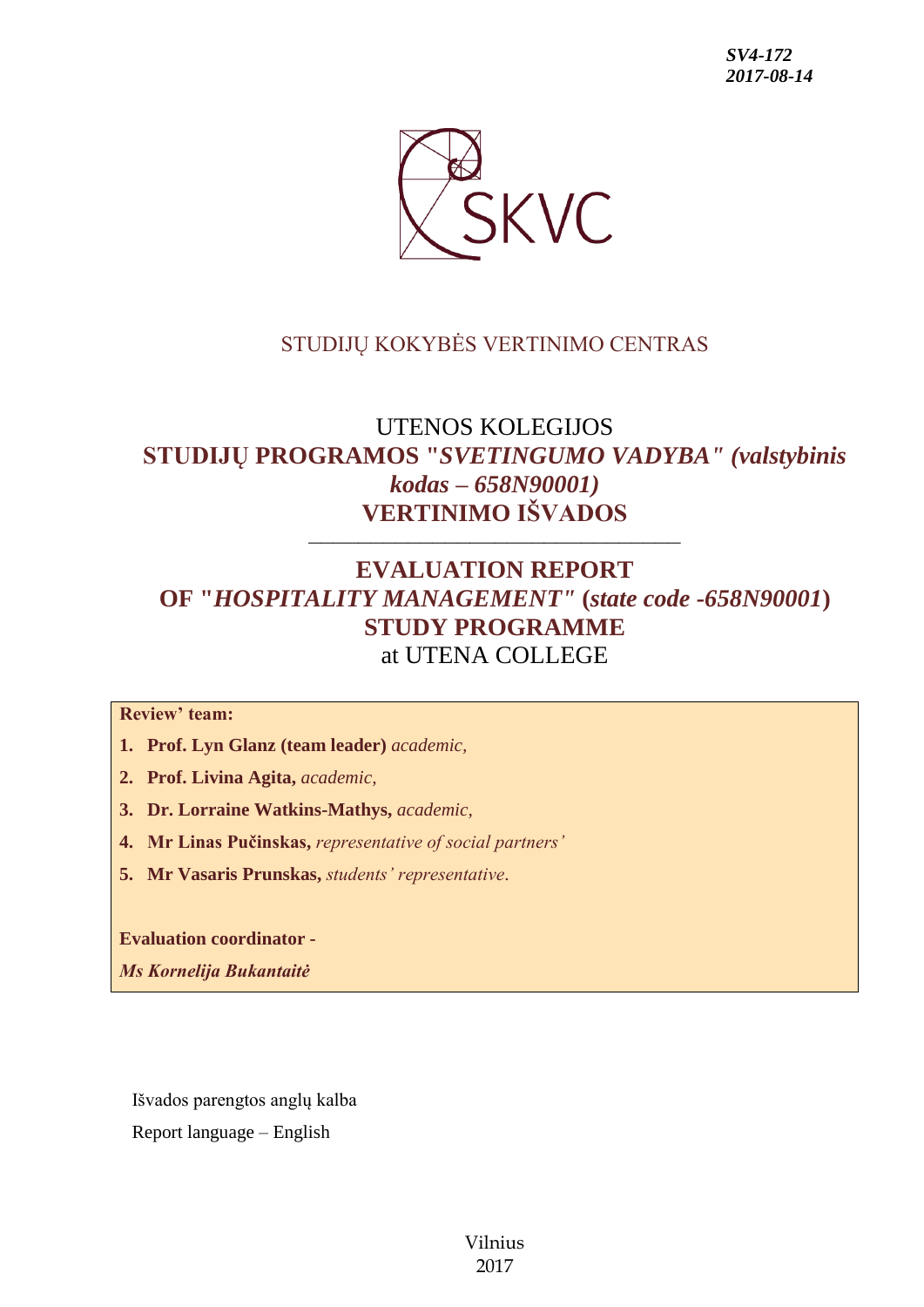***SV4-172***
***2017-08-14***

SKVC

STUDIJŲ KOKYBĖS VERTINIMO CENTRAS

# UTENOS KOLEGIJOS
# STUDIJŲ PROGRAMOS "*SVETINGUMO VADYBA" (valstybinis kodas – 658N90001)*
# VERTINIMO IŠVADOS

---

# EVALUATION REPORT
# OF "*HOSPITALITY MANAGEMENT*" (*state code -658N90001*)
# STUDY PROGRAMME
# at UTENA COLLEGE

**Review' team:**

1. **Prof. Lyn Glanz (team leader)** *academic,*
2. **Prof. Livina Agita,** *academic,*
3. **Dr. Lorraine Watkins-Mathys,** *academic,*
4. **Mr Linas Pučinskas,** *representative of social partners'*
5. **Mr Vasaris Prunskas,** *students' representative.*

**Evaluation coordinator -**

***Ms Kornelija Bukantaitė***

Išvados parengtos anglų kalba

Report language – English

Vilnius
2017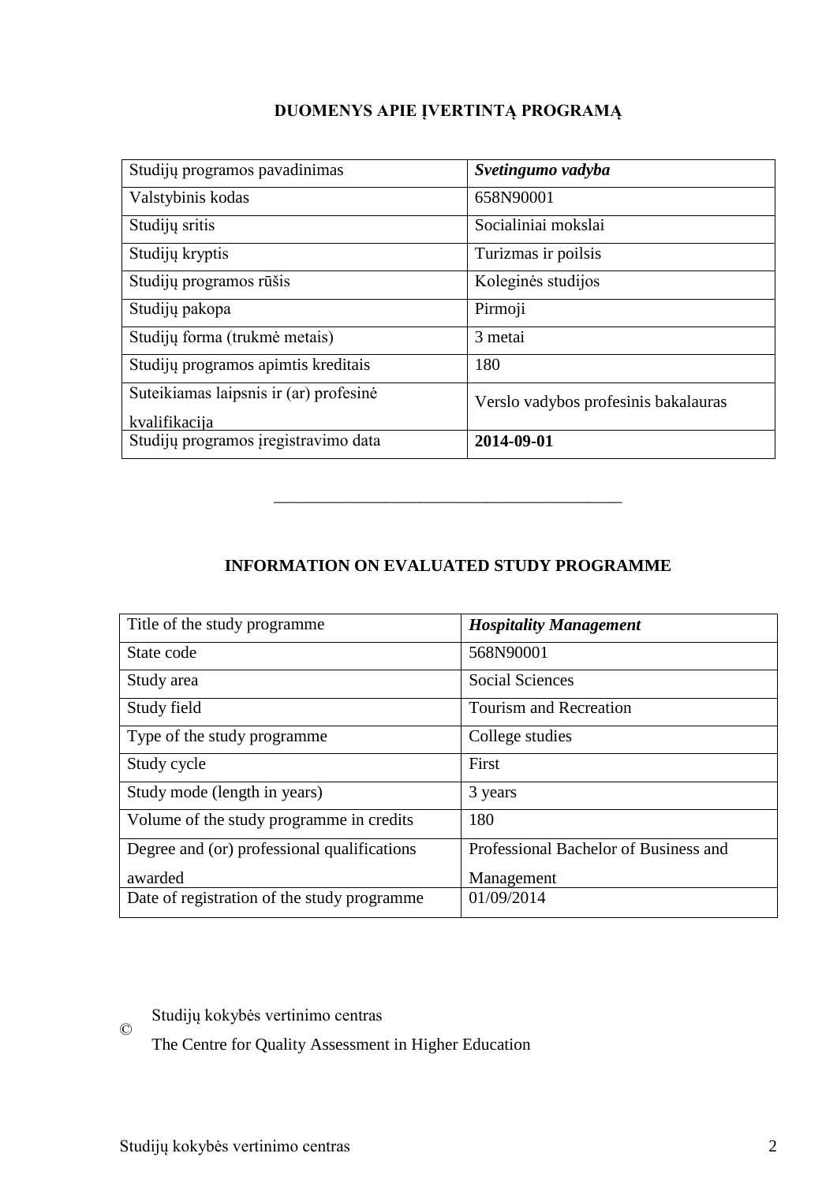# DUOMENYS APIE ĮVERTINTĄ PROGRAMĄ

| Studijų programos pavadinimas | ***Svetingumo vadyba*** |
|---|---|
| Valstybinis kodas | 658N90001 |
| Studijų sritis | Socialiniai mokslai |
| Studijų kryptis | Turizmas ir poilsis |
| Studijų programos rūšis | Koleginės studijos |
| Studijų pakopa | Pirmoji |
| Studijų forma (trukmė metais) | 3 metai |
| Studijų programos apimtis kreditais | 180 |
| Suteikiamas laipsnis ir (ar) profesinė kvalifikacija | Verslo vadybos profesinis bakalauras |
| Studijų programos įregistravimo data | **2014-09-01** |

---

# INFORMATION ON EVALUATED STUDY PROGRAMME

| Title of the study programme | ***Hospitality Management*** |
|---|---|
| State code | 568N90001 |
| Study area | Social Sciences |
| Study field | Tourism and Recreation |
| Type of the study programme | College studies |
| Study cycle | First |
| Study mode (length in years) | 3 years |
| Volume of the study programme in credits | 180 |
| Degree and (or) professional qualifications awarded | Professional Bachelor of Business and Management |
| Date of registration of the study programme | 01/09/2014 |

© Studijų kokybės vertinimo centras
The Centre for Quality Assessment in Higher Education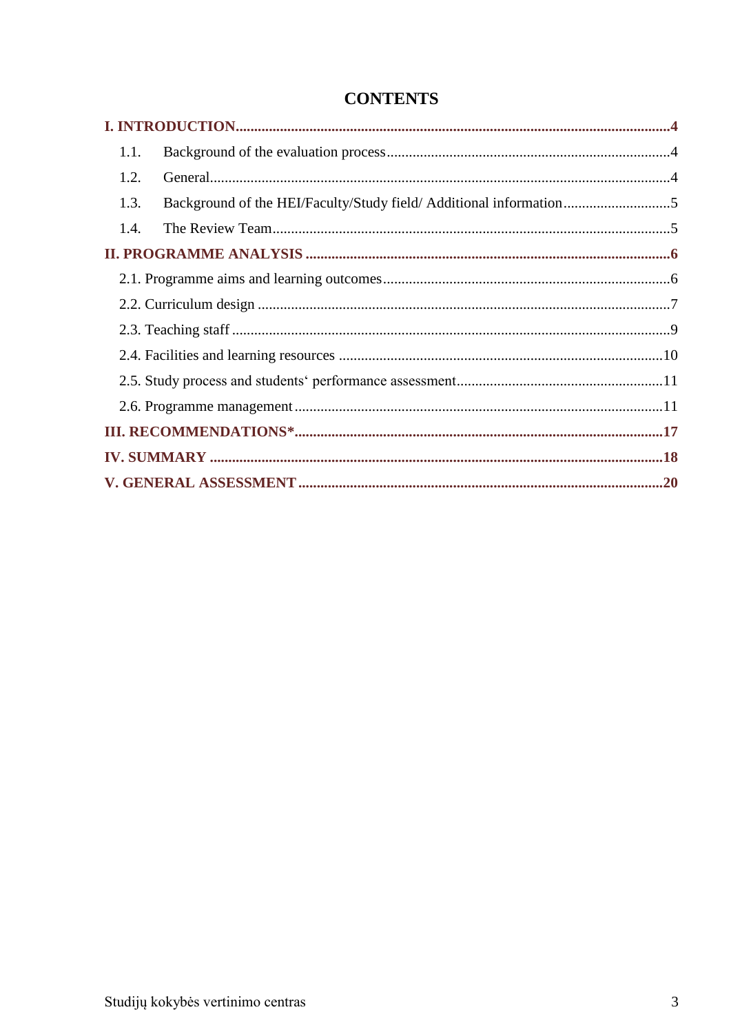# CONTENTS

**I. INTRODUCTION....................................................................................................................4**

1.1. Background of the evaluation process............................................................................4

1.2. General............................................................................................................................4

1.3. Background of the HEI/Faculty/Study field/ Additional information.............................5

1.4. The Review Team...........................................................................................................5

**II. PROGRAMME ANALYSIS ..................................................................................................6**

2.1. Programme aims and learning outcomes.............................................................................6

2.2. Curriculum design ...............................................................................................................7

2.3. Teaching staff ......................................................................................................................9

2.4. Facilities and learning resources .......................................................................................10

2.5. Study process and students‘ performance assessment........................................................11

2.6. Programme management ...................................................................................................11

**III. RECOMMENDATIONS*...................................................................................................17**

**IV. SUMMARY ..........................................................................................................................18**

**V. GENERAL ASSESSMENT ..................................................................................................20**

Studijų kokybės vertinimo centras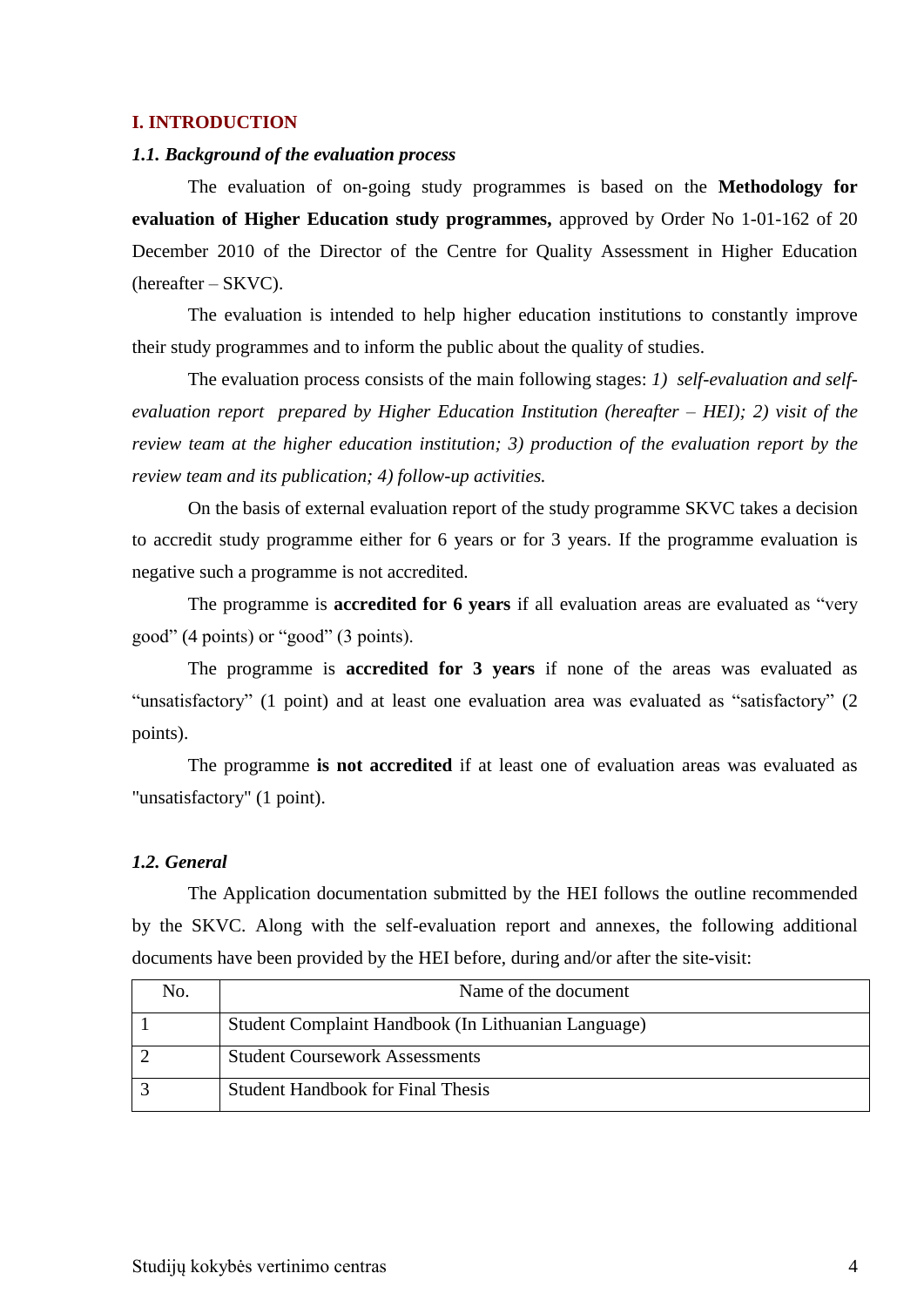## I. INTRODUCTION

### *1.1. Background of the evaluation process*

The evaluation of on-going study programmes is based on the **Methodology for evaluation of Higher Education study programmes,** approved by Order No 1-01-162 of 20 December 2010 of the Director of the Centre for Quality Assessment in Higher Education (hereafter – SKVC).

The evaluation is intended to help higher education institutions to constantly improve their study programmes and to inform the public about the quality of studies.

The evaluation process consists of the main following stages: *1) self-evaluation and self-evaluation report prepared by Higher Education Institution (hereafter – HEI); 2) visit of the review team at the higher education institution; 3) production of the evaluation report by the review team and its publication; 4) follow-up activities.*

On the basis of external evaluation report of the study programme SKVC takes a decision to accredit study programme either for 6 years or for 3 years. If the programme evaluation is negative such a programme is not accredited.

The programme is **accredited for 6 years** if all evaluation areas are evaluated as "very good" (4 points) or "good" (3 points).

The programme is **accredited for 3 years** if none of the areas was evaluated as "unsatisfactory" (1 point) and at least one evaluation area was evaluated as "satisfactory" (2 points).

The programme **is not accredited** if at least one of evaluation areas was evaluated as "unsatisfactory" (1 point).

### *1.2. General*

The Application documentation submitted by the HEI follows the outline recommended by the SKVC. Along with the self-evaluation report and annexes, the following additional documents have been provided by the HEI before, during and/or after the site-visit:

| No. | Name of the document |
|---|---|
| 1 | Student Complaint Handbook (In Lithuanian Language) |
| 2 | Student Coursework Assessments |
| 3 | Student Handbook for Final Thesis |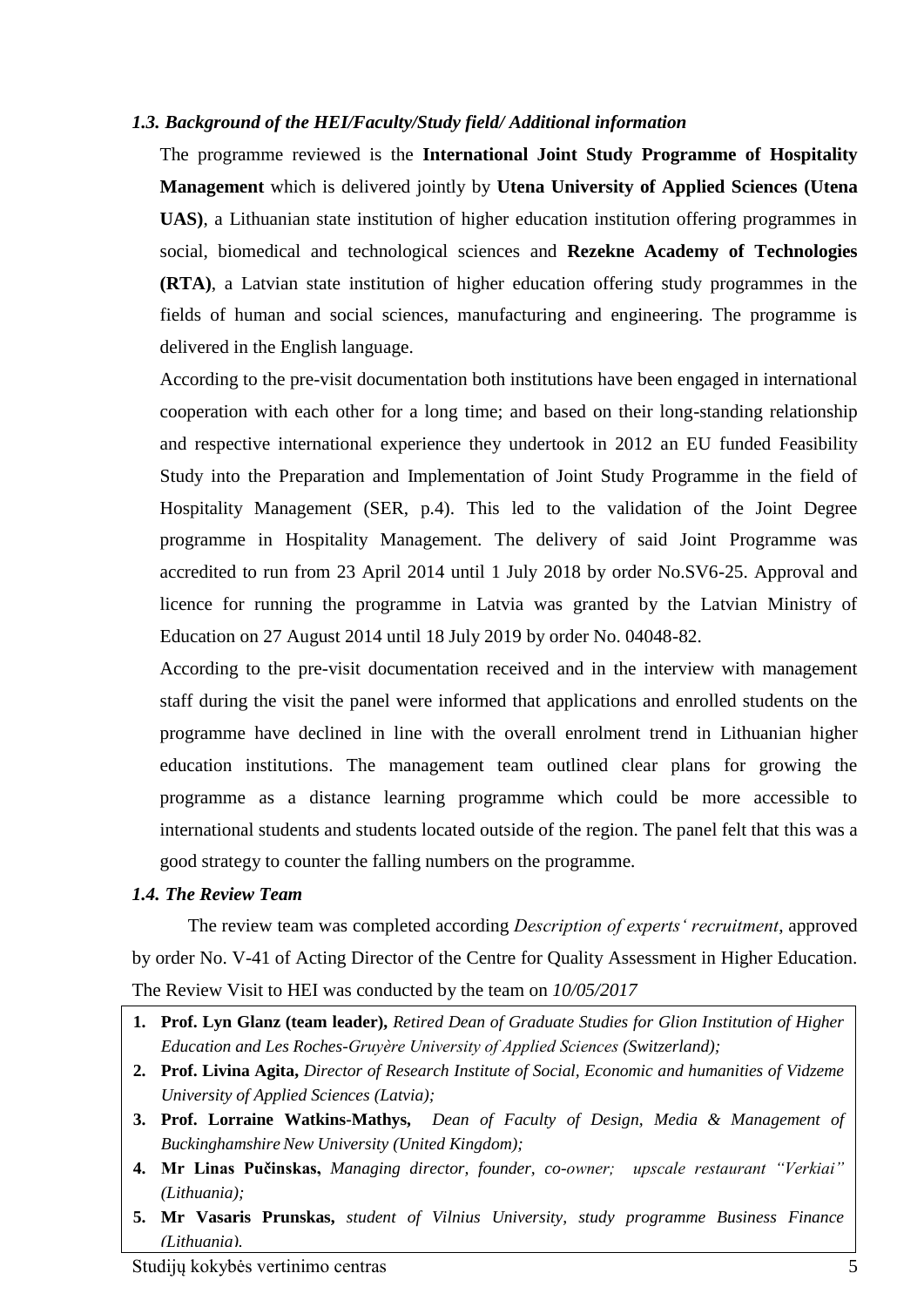### *1.3. Background of the HEI/Faculty/Study field/ Additional information*

The programme reviewed is the **International Joint Study Programme of Hospitality Management** which is delivered jointly by **Utena University of Applied Sciences (Utena UAS)**, a Lithuanian state institution of higher education institution offering programmes in social, biomedical and technological sciences and **Rezekne Academy of Technologies (RTA)**, a Latvian state institution of higher education offering study programmes in the fields of human and social sciences, manufacturing and engineering. The programme is delivered in the English language.

According to the pre-visit documentation both institutions have been engaged in international cooperation with each other for a long time; and based on their long-standing relationship and respective international experience they undertook in 2012 an EU funded Feasibility Study into the Preparation and Implementation of Joint Study Programme in the field of Hospitality Management (SER, p.4). This led to the validation of the Joint Degree programme in Hospitality Management. The delivery of said Joint Programme was accredited to run from 23 April 2014 until 1 July 2018 by order No.SV6-25. Approval and licence for running the programme in Latvia was granted by the Latvian Ministry of Education on 27 August 2014 until 18 July 2019 by order No. 04048-82.

According to the pre-visit documentation received and in the interview with management staff during the visit the panel were informed that applications and enrolled students on the programme have declined in line with the overall enrolment trend in Lithuanian higher education institutions. The management team outlined clear plans for growing the programme as a distance learning programme which could be more accessible to international students and students located outside of the region. The panel felt that this was a good strategy to counter the falling numbers on the programme.

### *1.4. The Review Team*

The review team was completed according *Description of experts' recruitment*, approved by order No. V-41 of Acting Director of the Centre for Quality Assessment in Higher Education. The Review Visit to HEI was conducted by the team on *10/05/2017*

1. **Prof. Lyn Glanz (team leader),** *Retired Dean of Graduate Studies for Glion Institution of Higher Education and Les Roches-Gruyère University of Applied Sciences (Switzerland);*
2. **Prof. Livina Agita,** *Director of Research Institute of Social, Economic and humanities of Vidzeme University of Applied Sciences (Latvia);*
3. **Prof. Lorraine Watkins-Mathys,** *Dean of Faculty of Design, Media & Management of Buckinghamshire New University (United Kingdom);*
4. **Mr Linas Pučinskas,** *Managing director, founder, co-owner; upscale restaurant "Verkiai" (Lithuania);*
5. **Mr Vasaris Prunskas,** *student of Vilnius University, study programme Business Finance (Lithuania).*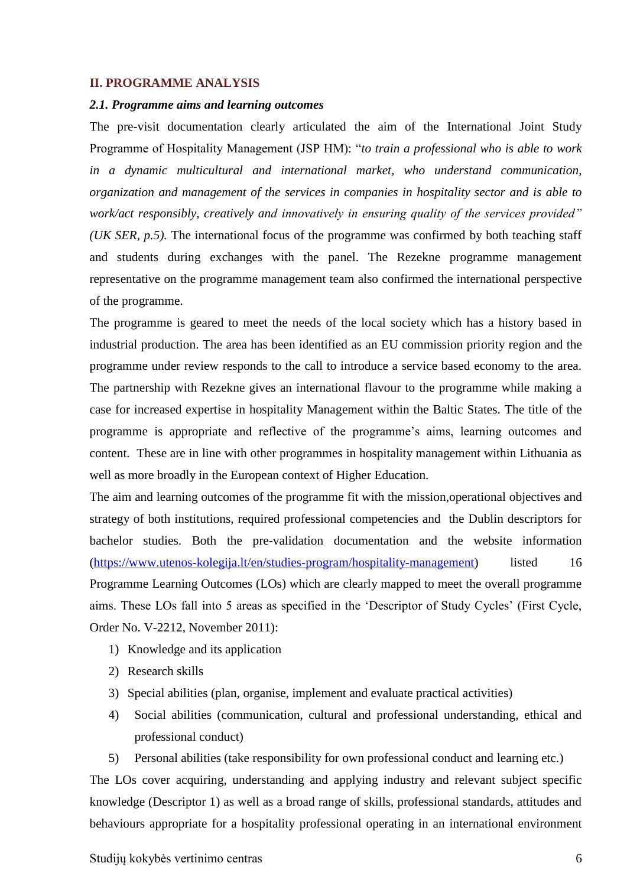## II. PROGRAMME ANALYSIS

### *2.1. Programme aims and learning outcomes*

The pre-visit documentation clearly articulated the aim of the International Joint Study Programme of Hospitality Management (JSP HM): "*to train a professional who is able to work in a dynamic multicultural and international market, who understand communication, organization and management of the services in companies in hospitality sector and is able to work/act responsibly, creatively and innovatively in ensuring quality of the services provided" (UK SER, p.5).* The international focus of the programme was confirmed by both teaching staff and students during exchanges with the panel. The Rezekne programme management representative on the programme management team also confirmed the international perspective of the programme.

The programme is geared to meet the needs of the local society which has a history based in industrial production. The area has been identified as an EU commission priority region and the programme under review responds to the call to introduce a service based economy to the area. The partnership with Rezekne gives an international flavour to the programme while making a case for increased expertise in hospitality Management within the Baltic States. The title of the programme is appropriate and reflective of the programme's aims, learning outcomes and content. These are in line with other programmes in hospitality management within Lithuania as well as more broadly in the European context of Higher Education.

The aim and learning outcomes of the programme fit with the mission,operational objectives and strategy of both institutions, required professional competencies and the Dublin descriptors for bachelor studies. Both the pre-validation documentation and the website information (https://www.utenos-kolegija.lt/en/studies-program/hospitality-management) listed 16 Programme Learning Outcomes (LOs) which are clearly mapped to meet the overall programme aims. These LOs fall into 5 areas as specified in the 'Descriptor of Study Cycles' (First Cycle, Order No. V-2212, November 2011):

1) Knowledge and its application
2) Research skills
3) Special abilities (plan, organise, implement and evaluate practical activities)
4) Social abilities (communication, cultural and professional understanding, ethical and professional conduct)
5) Personal abilities (take responsibility for own professional conduct and learning etc.)

The LOs cover acquiring, understanding and applying industry and relevant subject specific knowledge (Descriptor 1) as well as a broad range of skills, professional standards, attitudes and behaviours appropriate for a hospitality professional operating in an international environment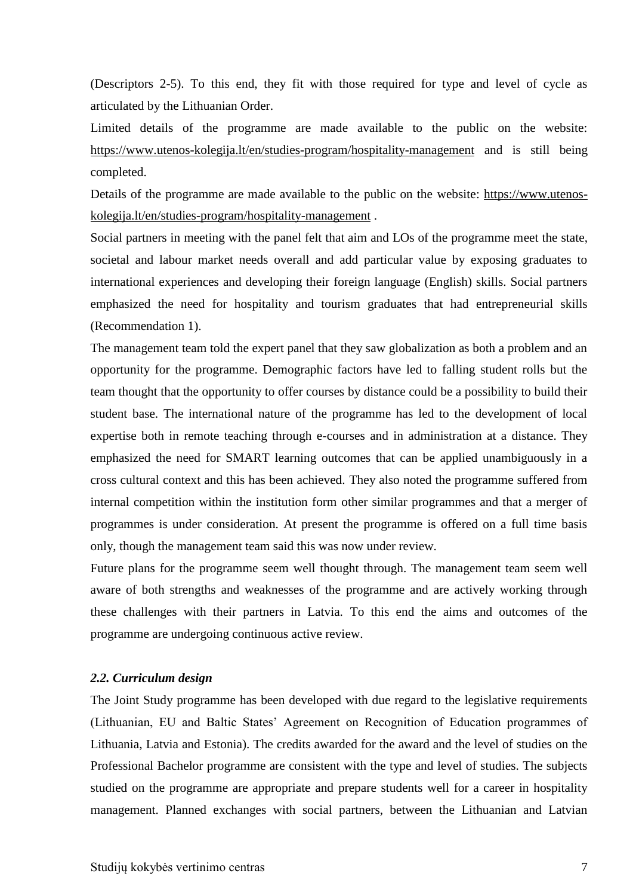(Descriptors 2-5). To this end, they fit with those required for type and level of cycle as articulated by the Lithuanian Order.

Limited details of the programme are made available to the public on the website: https://www.utenos-kolegija.lt/en/studies-program/hospitality-management and is still being completed.

Details of the programme are made available to the public on the website: https://www.utenos-kolegija.lt/en/studies-program/hospitality-management .

Social partners in meeting with the panel felt that aim and LOs of the programme meet the state, societal and labour market needs overall and add particular value by exposing graduates to international experiences and developing their foreign language (English) skills. Social partners emphasized the need for hospitality and tourism graduates that had entrepreneurial skills (Recommendation 1).

The management team told the expert panel that they saw globalization as both a problem and an opportunity for the programme. Demographic factors have led to falling student rolls but the team thought that the opportunity to offer courses by distance could be a possibility to build their student base. The international nature of the programme has led to the development of local expertise both in remote teaching through e-courses and in administration at a distance. They emphasized the need for SMART learning outcomes that can be applied unambiguously in a cross cultural context and this has been achieved. They also noted the programme suffered from internal competition within the institution form other similar programmes and that a merger of programmes is under consideration. At present the programme is offered on a full time basis only, though the management team said this was now under review.

Future plans for the programme seem well thought through. The management team seem well aware of both strengths and weaknesses of the programme and are actively working through these challenges with their partners in Latvia. To this end the aims and outcomes of the programme are undergoing continuous active review.

### *2.2. Curriculum design*

The Joint Study programme has been developed with due regard to the legislative requirements (Lithuanian, EU and Baltic States' Agreement on Recognition of Education programmes of Lithuania, Latvia and Estonia). The credits awarded for the award and the level of studies on the Professional Bachelor programme are consistent with the type and level of studies. The subjects studied on the programme are appropriate and prepare students well for a career in hospitality management. Planned exchanges with social partners, between the Lithuanian and Latvian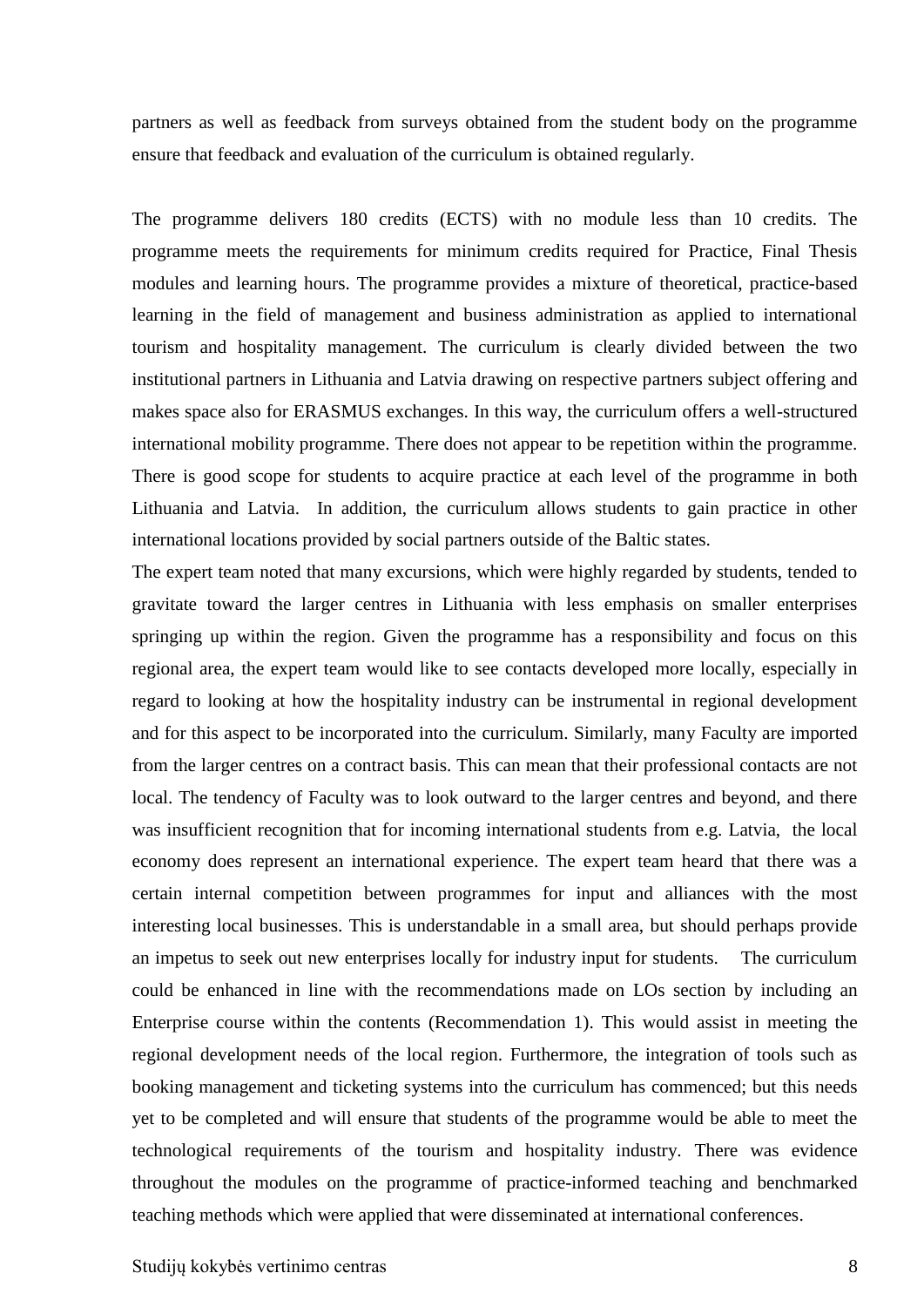partners as well as feedback from surveys obtained from the student body on the programme ensure that feedback and evaluation of the curriculum is obtained regularly.

The programme delivers 180 credits (ECTS) with no module less than 10 credits. The programme meets the requirements for minimum credits required for Practice, Final Thesis modules and learning hours. The programme provides a mixture of theoretical, practice-based learning in the field of management and business administration as applied to international tourism and hospitality management. The curriculum is clearly divided between the two institutional partners in Lithuania and Latvia drawing on respective partners subject offering and makes space also for ERASMUS exchanges. In this way, the curriculum offers a well-structured international mobility programme. There does not appear to be repetition within the programme. There is good scope for students to acquire practice at each level of the programme in both Lithuania and Latvia. In addition, the curriculum allows students to gain practice in other international locations provided by social partners outside of the Baltic states.

The expert team noted that many excursions, which were highly regarded by students, tended to gravitate toward the larger centres in Lithuania with less emphasis on smaller enterprises springing up within the region. Given the programme has a responsibility and focus on this regional area, the expert team would like to see contacts developed more locally, especially in regard to looking at how the hospitality industry can be instrumental in regional development and for this aspect to be incorporated into the curriculum. Similarly, many Faculty are imported from the larger centres on a contract basis. This can mean that their professional contacts are not local. The tendency of Faculty was to look outward to the larger centres and beyond, and there was insufficient recognition that for incoming international students from e.g. Latvia, the local economy does represent an international experience. The expert team heard that there was a certain internal competition between programmes for input and alliances with the most interesting local businesses. This is understandable in a small area, but should perhaps provide an impetus to seek out new enterprises locally for industry input for students. The curriculum could be enhanced in line with the recommendations made on LOs section by including an Enterprise course within the contents (Recommendation 1). This would assist in meeting the regional development needs of the local region. Furthermore, the integration of tools such as booking management and ticketing systems into the curriculum has commenced; but this needs yet to be completed and will ensure that students of the programme would be able to meet the technological requirements of the tourism and hospitality industry. There was evidence throughout the modules on the programme of practice-informed teaching and benchmarked teaching methods which were applied that were disseminated at international conferences.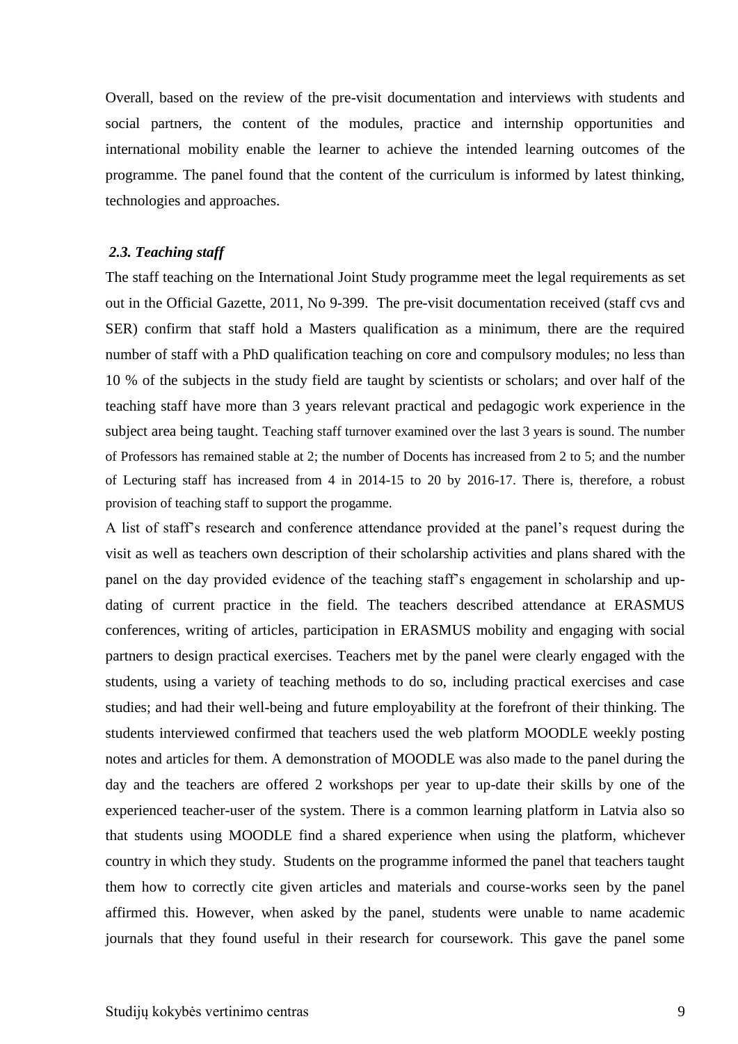Overall, based on the review of the pre-visit documentation and interviews with students and social partners, the content of the modules, practice and internship opportunities and international mobility enable the learner to achieve the intended learning outcomes of the programme. The panel found that the content of the curriculum is informed by latest thinking, technologies and approaches.

### *2.3. Teaching staff*

The staff teaching on the International Joint Study programme meet the legal requirements as set out in the Official Gazette, 2011, No 9-399. The pre-visit documentation received (staff cvs and SER) confirm that staff hold a Masters qualification as a minimum, there are the required number of staff with a PhD qualification teaching on core and compulsory modules; no less than 10 % of the subjects in the study field are taught by scientists or scholars; and over half of the teaching staff have more than 3 years relevant practical and pedagogic work experience in the subject area being taught. Teaching staff turnover examined over the last 3 years is sound. The number of Professors has remained stable at 2; the number of Docents has increased from 2 to 5; and the number of Lecturing staff has increased from 4 in 2014-15 to 20 by 2016-17. There is, therefore, a robust provision of teaching staff to support the progamme.

A list of staff's research and conference attendance provided at the panel's request during the visit as well as teachers own description of their scholarship activities and plans shared with the panel on the day provided evidence of the teaching staff's engagement in scholarship and up-dating of current practice in the field. The teachers described attendance at ERASMUS conferences, writing of articles, participation in ERASMUS mobility and engaging with social partners to design practical exercises. Teachers met by the panel were clearly engaged with the students, using a variety of teaching methods to do so, including practical exercises and case studies; and had their well-being and future employability at the forefront of their thinking. The students interviewed confirmed that teachers used the web platform MOODLE weekly posting notes and articles for them. A demonstration of MOODLE was also made to the panel during the day and the teachers are offered 2 workshops per year to up-date their skills by one of the experienced teacher-user of the system. There is a common learning platform in Latvia also so that students using MOODLE find a shared experience when using the platform, whichever country in which they study. Students on the programme informed the panel that teachers taught them how to correctly cite given articles and materials and course-works seen by the panel affirmed this. However, when asked by the panel, students were unable to name academic journals that they found useful in their research for coursework. This gave the panel some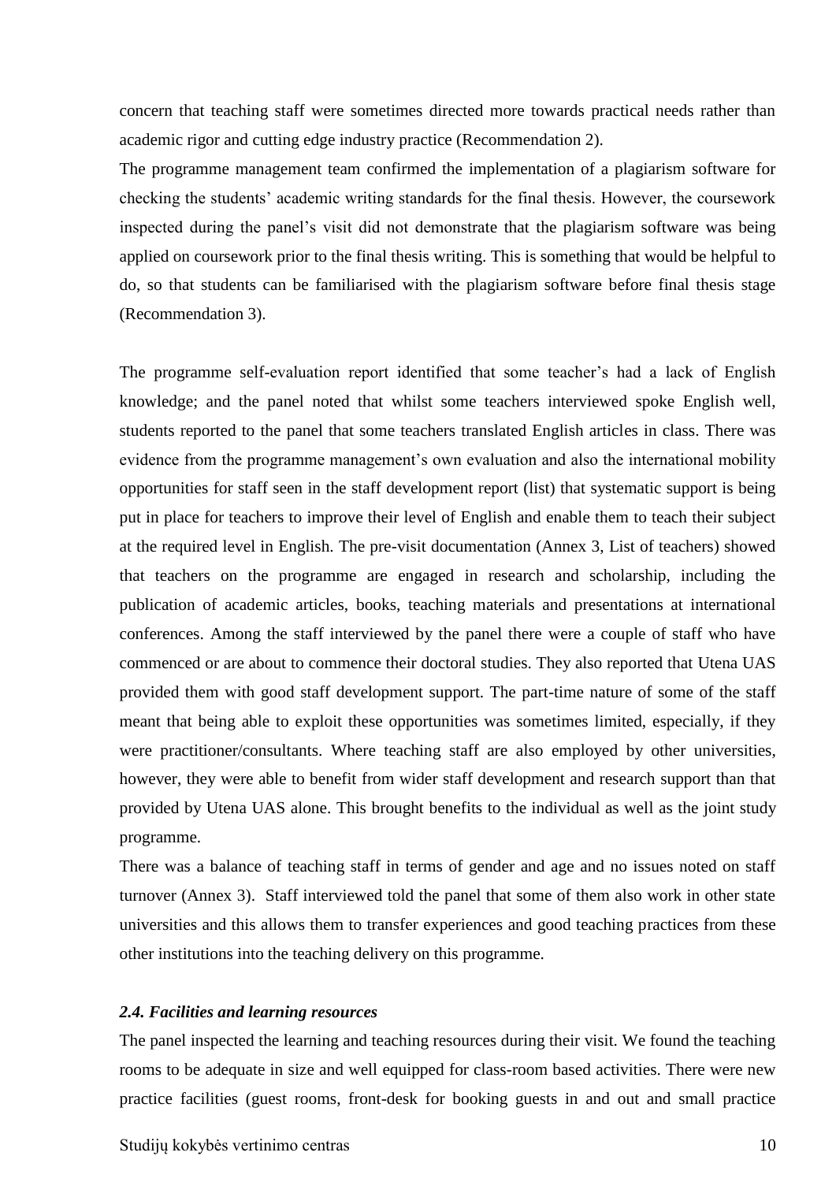concern that teaching staff were sometimes directed more towards practical needs rather than academic rigor and cutting edge industry practice (Recommendation 2).

The programme management team confirmed the implementation of a plagiarism software for checking the students' academic writing standards for the final thesis. However, the coursework inspected during the panel's visit did not demonstrate that the plagiarism software was being applied on coursework prior to the final thesis writing. This is something that would be helpful to do, so that students can be familiarised with the plagiarism software before final thesis stage (Recommendation 3).

The programme self-evaluation report identified that some teacher's had a lack of English knowledge; and the panel noted that whilst some teachers interviewed spoke English well, students reported to the panel that some teachers translated English articles in class. There was evidence from the programme management's own evaluation and also the international mobility opportunities for staff seen in the staff development report (list) that systematic support is being put in place for teachers to improve their level of English and enable them to teach their subject at the required level in English. The pre-visit documentation (Annex 3, List of teachers) showed that teachers on the programme are engaged in research and scholarship, including the publication of academic articles, books, teaching materials and presentations at international conferences. Among the staff interviewed by the panel there were a couple of staff who have commenced or are about to commence their doctoral studies. They also reported that Utena UAS provided them with good staff development support. The part-time nature of some of the staff meant that being able to exploit these opportunities was sometimes limited, especially, if they were practitioner/consultants. Where teaching staff are also employed by other universities, however, they were able to benefit from wider staff development and research support than that provided by Utena UAS alone. This brought benefits to the individual as well as the joint study programme.

There was a balance of teaching staff in terms of gender and age and no issues noted on staff turnover (Annex 3). Staff interviewed told the panel that some of them also work in other state universities and this allows them to transfer experiences and good teaching practices from these other institutions into the teaching delivery on this programme.

### *2.4. Facilities and learning resources*

The panel inspected the learning and teaching resources during their visit. We found the teaching rooms to be adequate in size and well equipped for class-room based activities. There were new practice facilities (guest rooms, front-desk for booking guests in and out and small practice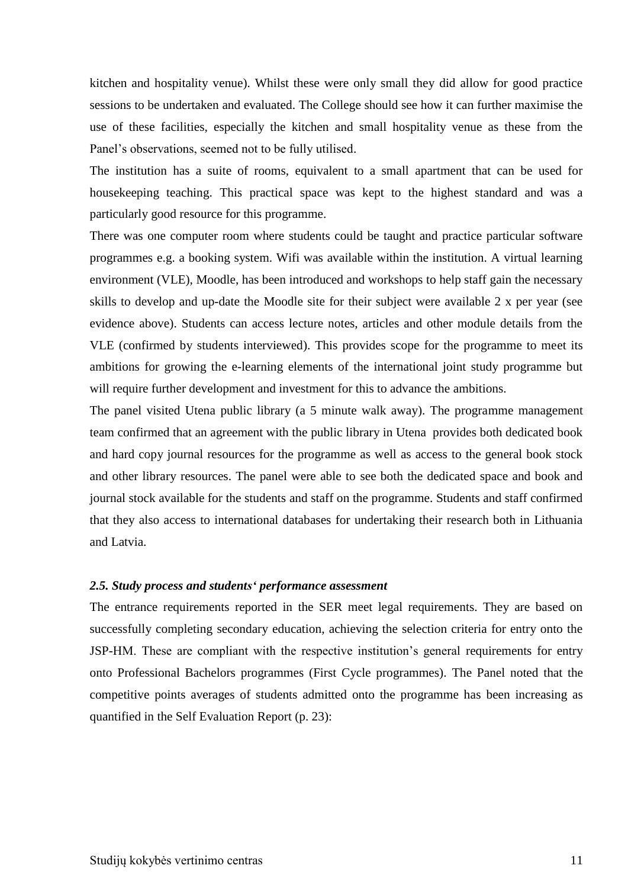kitchen and hospitality venue). Whilst these were only small they did allow for good practice sessions to be undertaken and evaluated. The College should see how it can further maximise the use of these facilities, especially the kitchen and small hospitality venue as these from the Panel's observations, seemed not to be fully utilised.

The institution has a suite of rooms, equivalent to a small apartment that can be used for housekeeping teaching. This practical space was kept to the highest standard and was a particularly good resource for this programme.

There was one computer room where students could be taught and practice particular software programmes e.g. a booking system. Wifi was available within the institution. A virtual learning environment (VLE), Moodle, has been introduced and workshops to help staff gain the necessary skills to develop and up-date the Moodle site for their subject were available 2 x per year (see evidence above). Students can access lecture notes, articles and other module details from the VLE (confirmed by students interviewed). This provides scope for the programme to meet its ambitions for growing the e-learning elements of the international joint study programme but will require further development and investment for this to advance the ambitions.

The panel visited Utena public library (a 5 minute walk away). The programme management team confirmed that an agreement with the public library in Utena provides both dedicated book and hard copy journal resources for the programme as well as access to the general book stock and other library resources. The panel were able to see both the dedicated space and book and journal stock available for the students and staff on the programme. Students and staff confirmed that they also access to international databases for undertaking their research both in Lithuania and Latvia.

### *2.5. Study process and students' performance assessment*

The entrance requirements reported in the SER meet legal requirements. They are based on successfully completing secondary education, achieving the selection criteria for entry onto the JSP-HM. These are compliant with the respective institution's general requirements for entry onto Professional Bachelors programmes (First Cycle programmes). The Panel noted that the competitive points averages of students admitted onto the programme has been increasing as quantified in the Self Evaluation Report (p. 23):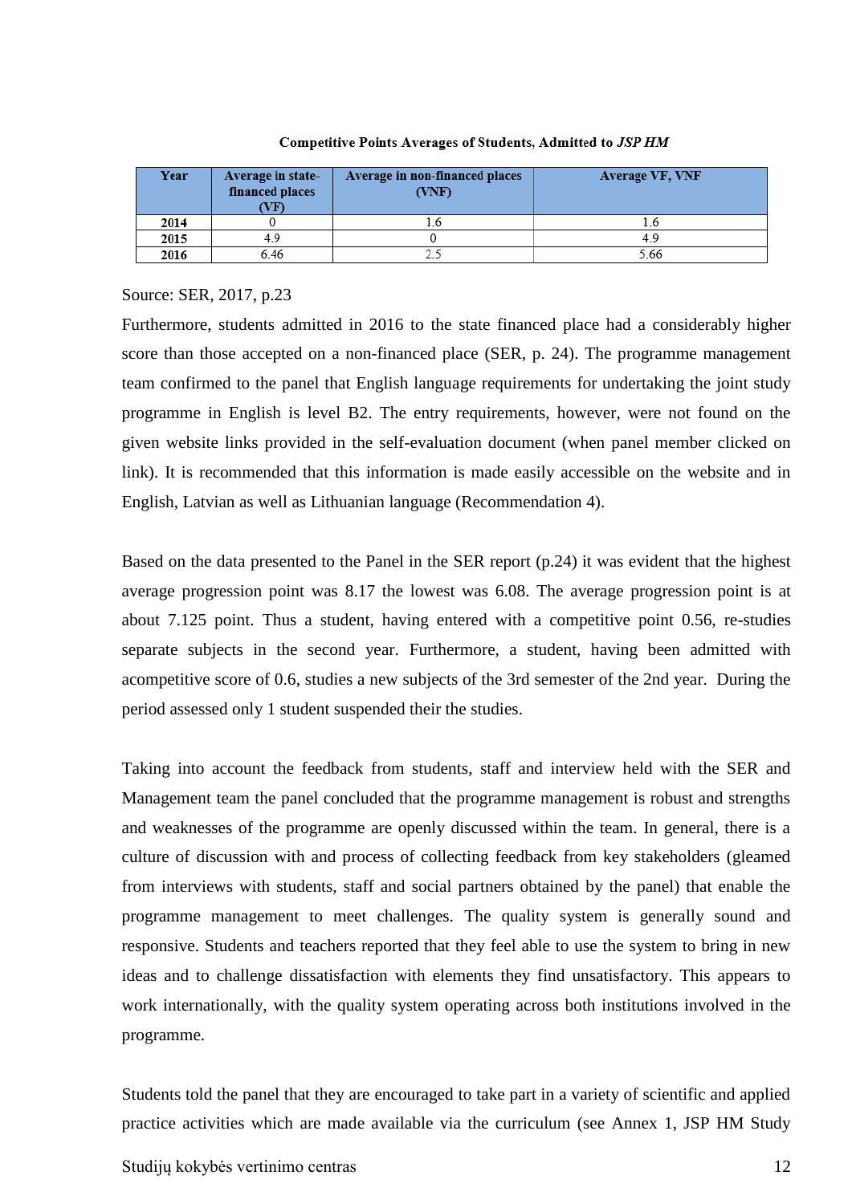**Competitive Points Averages of Students, Admitted to *JSP HM***

| Year | Average in state-financed places (VF) | Average in non-financed places (VNF) | Average VF, VNF |
|---|---|---|---|
| **2014** | 0 | 1.6 | 1.6 |
| **2015** | 4.9 | 0 | 4.9 |
| **2016** | 6.46 | 2.5 | 5.66 |

Source: SER, 2017, p.23

Furthermore, students admitted in 2016 to the state financed place had a considerably higher score than those accepted on a non-financed place (SER, p. 24). The programme management team confirmed to the panel that English language requirements for undertaking the joint study programme in English is level B2. The entry requirements, however, were not found on the given website links provided in the self-evaluation document (when panel member clicked on link). It is recommended that this information is made easily accessible on the website and in English, Latvian as well as Lithuanian language (Recommendation 4).

Based on the data presented to the Panel in the SER report (p.24) it was evident that the highest average progression point was 8.17 the lowest was 6.08. The average progression point is at about 7.125 point. Thus a student, having entered with a competitive point 0.56, re-studies separate subjects in the second year. Furthermore, a student, having been admitted with acompetitive score of 0.6, studies a new subjects of the 3rd semester of the 2nd year. During the period assessed only 1 student suspended their the studies.

Taking into account the feedback from students, staff and interview held with the SER and Management team the panel concluded that the programme management is robust and strengths and weaknesses of the programme are openly discussed within the team. In general, there is a culture of discussion with and process of collecting feedback from key stakeholders (gleamed from interviews with students, staff and social partners obtained by the panel) that enable the programme management to meet challenges. The quality system is generally sound and responsive. Students and teachers reported that they feel able to use the system to bring in new ideas and to challenge dissatisfaction with elements they find unsatisfactory. This appears to work internationally, with the quality system operating across both institutions involved in the programme.

Students told the panel that they are encouraged to take part in a variety of scientific and applied practice activities which are made available via the curriculum (see Annex 1, JSP HM Study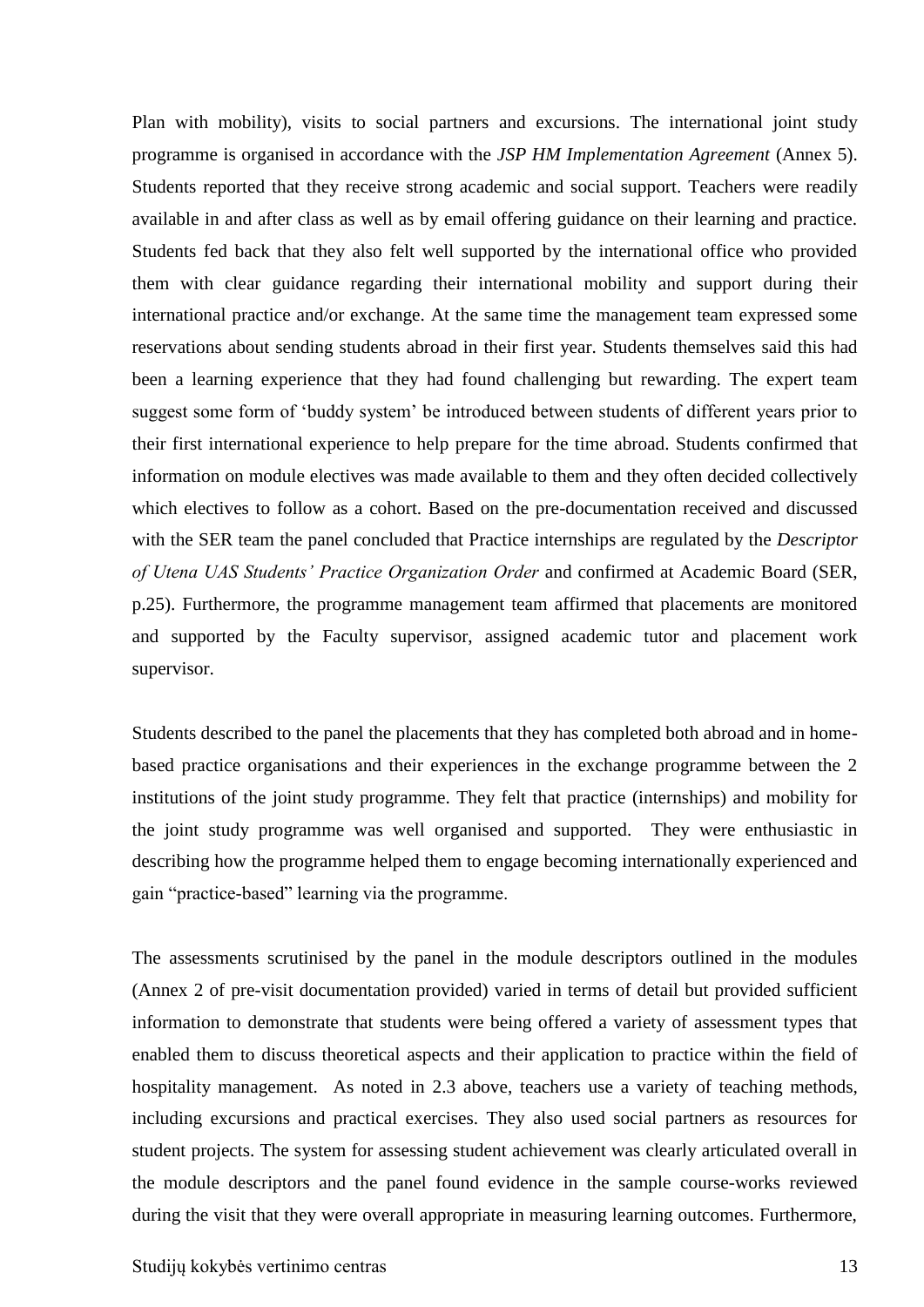Plan with mobility), visits to social partners and excursions. The international joint study programme is organised in accordance with the *JSP HM Implementation Agreement* (Annex 5). Students reported that they receive strong academic and social support. Teachers were readily available in and after class as well as by email offering guidance on their learning and practice. Students fed back that they also felt well supported by the international office who provided them with clear guidance regarding their international mobility and support during their international practice and/or exchange. At the same time the management team expressed some reservations about sending students abroad in their first year. Students themselves said this had been a learning experience that they had found challenging but rewarding. The expert team suggest some form of 'buddy system' be introduced between students of different years prior to their first international experience to help prepare for the time abroad. Students confirmed that information on module electives was made available to them and they often decided collectively which electives to follow as a cohort. Based on the pre-documentation received and discussed with the SER team the panel concluded that Practice internships are regulated by the *Descriptor of Utena UAS Students' Practice Organization Order* and confirmed at Academic Board (SER, p.25). Furthermore, the programme management team affirmed that placements are monitored and supported by the Faculty supervisor, assigned academic tutor and placement work supervisor.

Students described to the panel the placements that they has completed both abroad and in home-based practice organisations and their experiences in the exchange programme between the 2 institutions of the joint study programme. They felt that practice (internships) and mobility for the joint study programme was well organised and supported. They were enthusiastic in describing how the programme helped them to engage becoming internationally experienced and gain "practice-based" learning via the programme.

The assessments scrutinised by the panel in the module descriptors outlined in the modules (Annex 2 of pre-visit documentation provided) varied in terms of detail but provided sufficient information to demonstrate that students were being offered a variety of assessment types that enabled them to discuss theoretical aspects and their application to practice within the field of hospitality management. As noted in 2.3 above, teachers use a variety of teaching methods, including excursions and practical exercises. They also used social partners as resources for student projects. The system for assessing student achievement was clearly articulated overall in the module descriptors and the panel found evidence in the sample course-works reviewed during the visit that they were overall appropriate in measuring learning outcomes. Furthermore,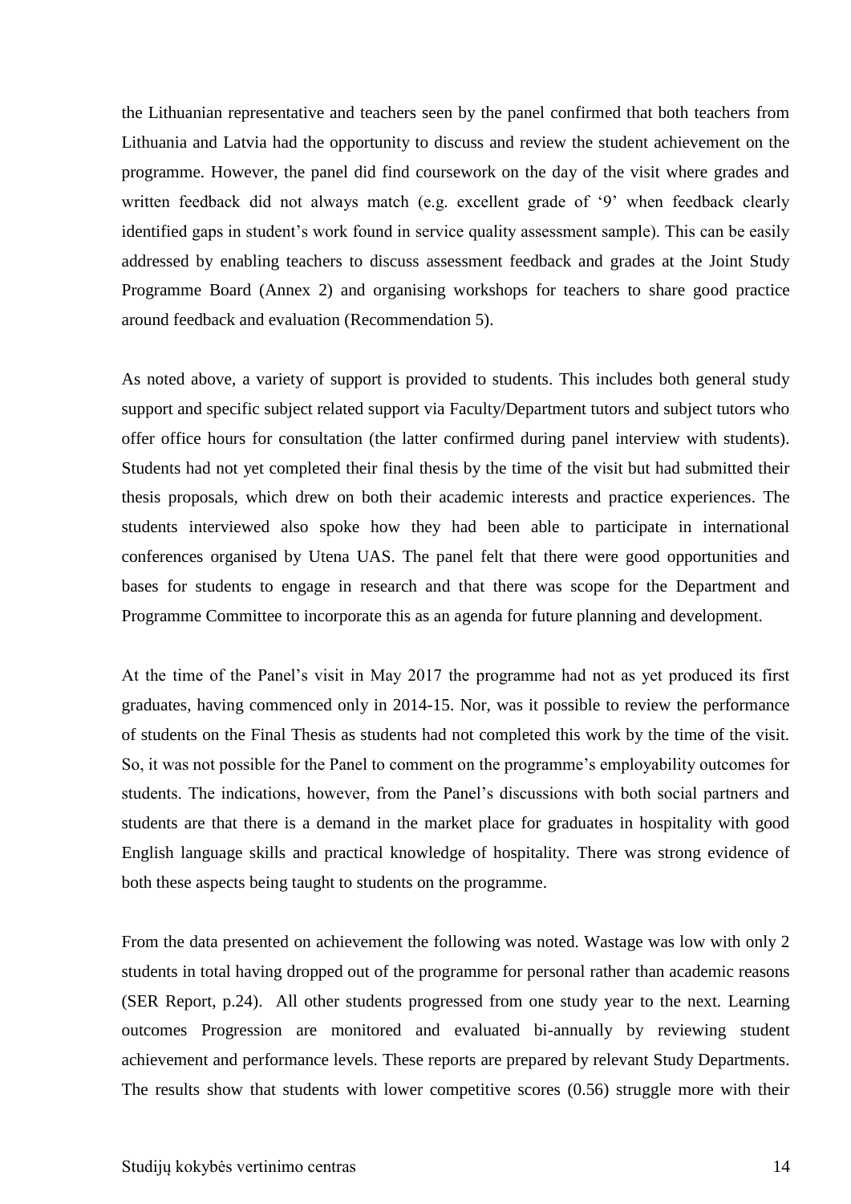the Lithuanian representative and teachers seen by the panel confirmed that both teachers from Lithuania and Latvia had the opportunity to discuss and review the student achievement on the programme. However, the panel did find coursework on the day of the visit where grades and written feedback did not always match (e.g. excellent grade of '9' when feedback clearly identified gaps in student's work found in service quality assessment sample). This can be easily addressed by enabling teachers to discuss assessment feedback and grades at the Joint Study Programme Board (Annex 2) and organising workshops for teachers to share good practice around feedback and evaluation (Recommendation 5).

As noted above, a variety of support is provided to students. This includes both general study support and specific subject related support via Faculty/Department tutors and subject tutors who offer office hours for consultation (the latter confirmed during panel interview with students). Students had not yet completed their final thesis by the time of the visit but had submitted their thesis proposals, which drew on both their academic interests and practice experiences. The students interviewed also spoke how they had been able to participate in international conferences organised by Utena UAS. The panel felt that there were good opportunities and bases for students to engage in research and that there was scope for the Department and Programme Committee to incorporate this as an agenda for future planning and development.

At the time of the Panel's visit in May 2017 the programme had not as yet produced its first graduates, having commenced only in 2014-15. Nor, was it possible to review the performance of students on the Final Thesis as students had not completed this work by the time of the visit. So, it was not possible for the Panel to comment on the programme's employability outcomes for students. The indications, however, from the Panel's discussions with both social partners and students are that there is a demand in the market place for graduates in hospitality with good English language skills and practical knowledge of hospitality. There was strong evidence of both these aspects being taught to students on the programme.

From the data presented on achievement the following was noted. Wastage was low with only 2 students in total having dropped out of the programme for personal rather than academic reasons (SER Report, p.24). All other students progressed from one study year to the next. Learning outcomes Progression are monitored and evaluated bi-annually by reviewing student achievement and performance levels. These reports are prepared by relevant Study Departments. The results show that students with lower competitive scores (0.56) struggle more with their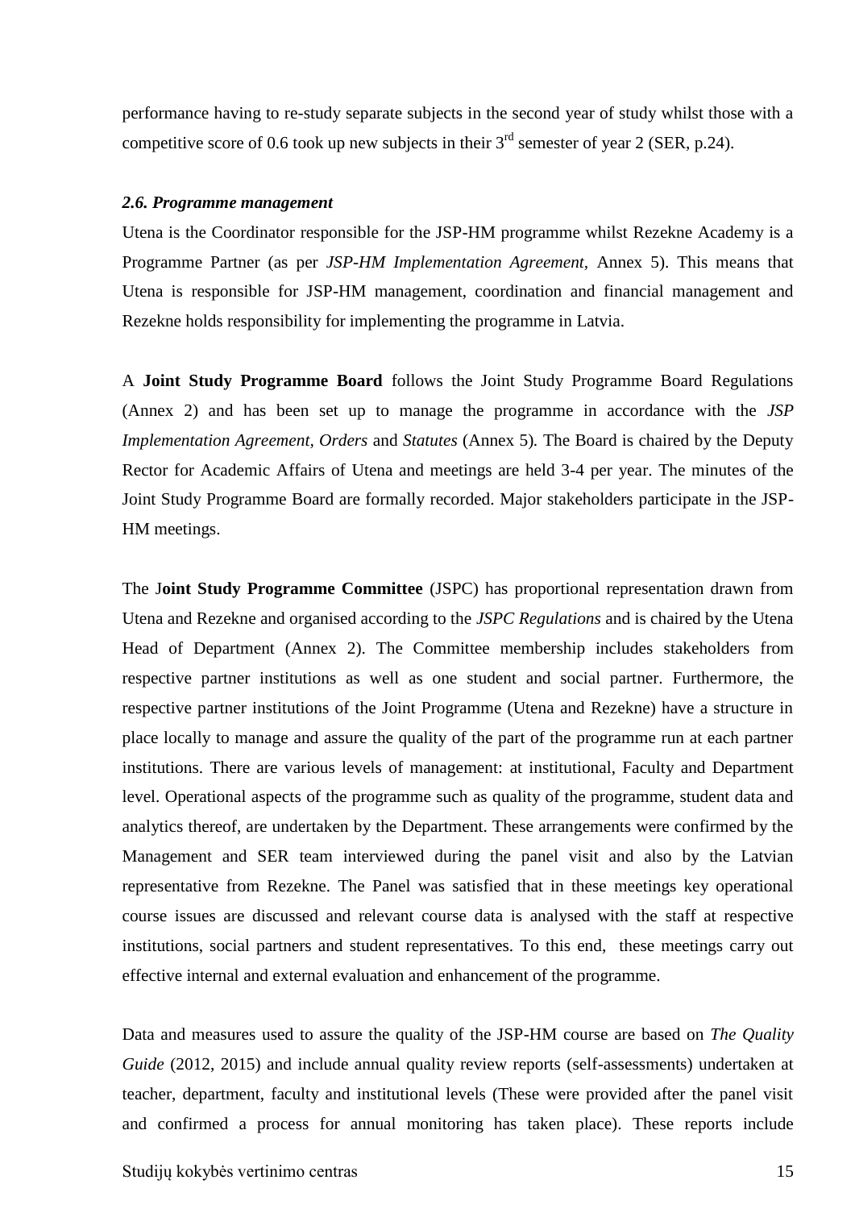performance having to re-study separate subjects in the second year of study whilst those with a competitive score of 0.6 took up new subjects in their 3rd semester of year 2 (SER, p.24).

### *2.6. Programme management*

Utena is the Coordinator responsible for the JSP-HM programme whilst Rezekne Academy is a Programme Partner (as per *JSP-HM Implementation Agreement,* Annex 5). This means that Utena is responsible for JSP-HM management, coordination and financial management and Rezekne holds responsibility for implementing the programme in Latvia.

A **Joint Study Programme Board** follows the Joint Study Programme Board Regulations (Annex 2) and has been set up to manage the programme in accordance with the *JSP Implementation Agreement, Orders* and *Statutes* (Annex 5)*.* The Board is chaired by the Deputy Rector for Academic Affairs of Utena and meetings are held 3-4 per year. The minutes of the Joint Study Programme Board are formally recorded. Major stakeholders participate in the JSP-HM meetings.

The J**oint Study Programme Committee** (JSPC) has proportional representation drawn from Utena and Rezekne and organised according to the *JSPC Regulations* and is chaired by the Utena Head of Department (Annex 2). The Committee membership includes stakeholders from respective partner institutions as well as one student and social partner. Furthermore, the respective partner institutions of the Joint Programme (Utena and Rezekne) have a structure in place locally to manage and assure the quality of the part of the programme run at each partner institutions. There are various levels of management: at institutional, Faculty and Department level. Operational aspects of the programme such as quality of the programme, student data and analytics thereof, are undertaken by the Department. These arrangements were confirmed by the Management and SER team interviewed during the panel visit and also by the Latvian representative from Rezekne. The Panel was satisfied that in these meetings key operational course issues are discussed and relevant course data is analysed with the staff at respective institutions, social partners and student representatives. To this end, these meetings carry out effective internal and external evaluation and enhancement of the programme.

Data and measures used to assure the quality of the JSP-HM course are based on *The Quality Guide* (2012, 2015) and include annual quality review reports (self-assessments) undertaken at teacher, department, faculty and institutional levels (These were provided after the panel visit and confirmed a process for annual monitoring has taken place). These reports include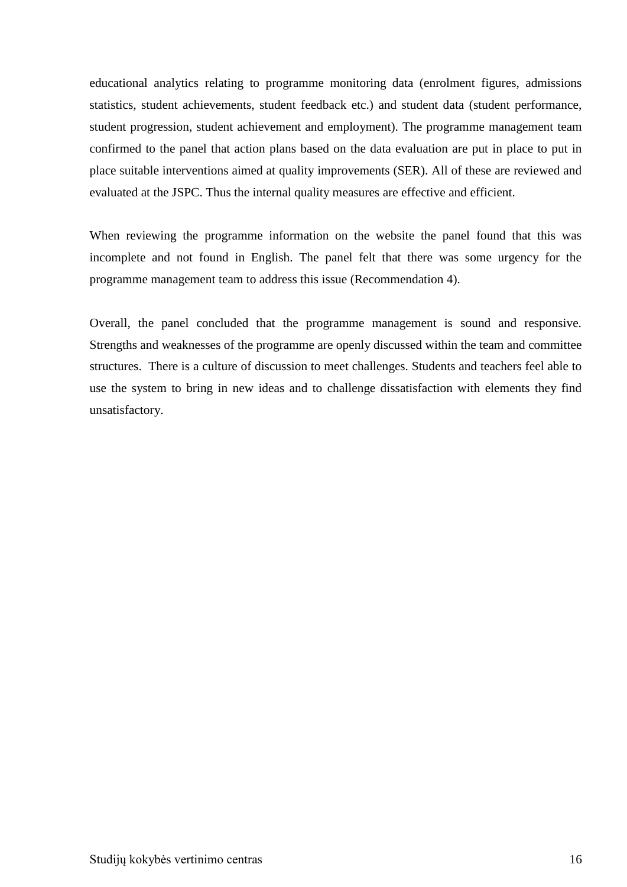educational analytics relating to programme monitoring data (enrolment figures, admissions statistics, student achievements, student feedback etc.) and student data (student performance, student progression, student achievement and employment). The programme management team confirmed to the panel that action plans based on the data evaluation are put in place to put in place suitable interventions aimed at quality improvements (SER). All of these are reviewed and evaluated at the JSPC. Thus the internal quality measures are effective and efficient.

When reviewing the programme information on the website the panel found that this was incomplete and not found in English. The panel felt that there was some urgency for the programme management team to address this issue (Recommendation 4).

Overall, the panel concluded that the programme management is sound and responsive. Strengths and weaknesses of the programme are openly discussed within the team and committee structures. There is a culture of discussion to meet challenges. Students and teachers feel able to use the system to bring in new ideas and to challenge dissatisfaction with elements they find unsatisfactory.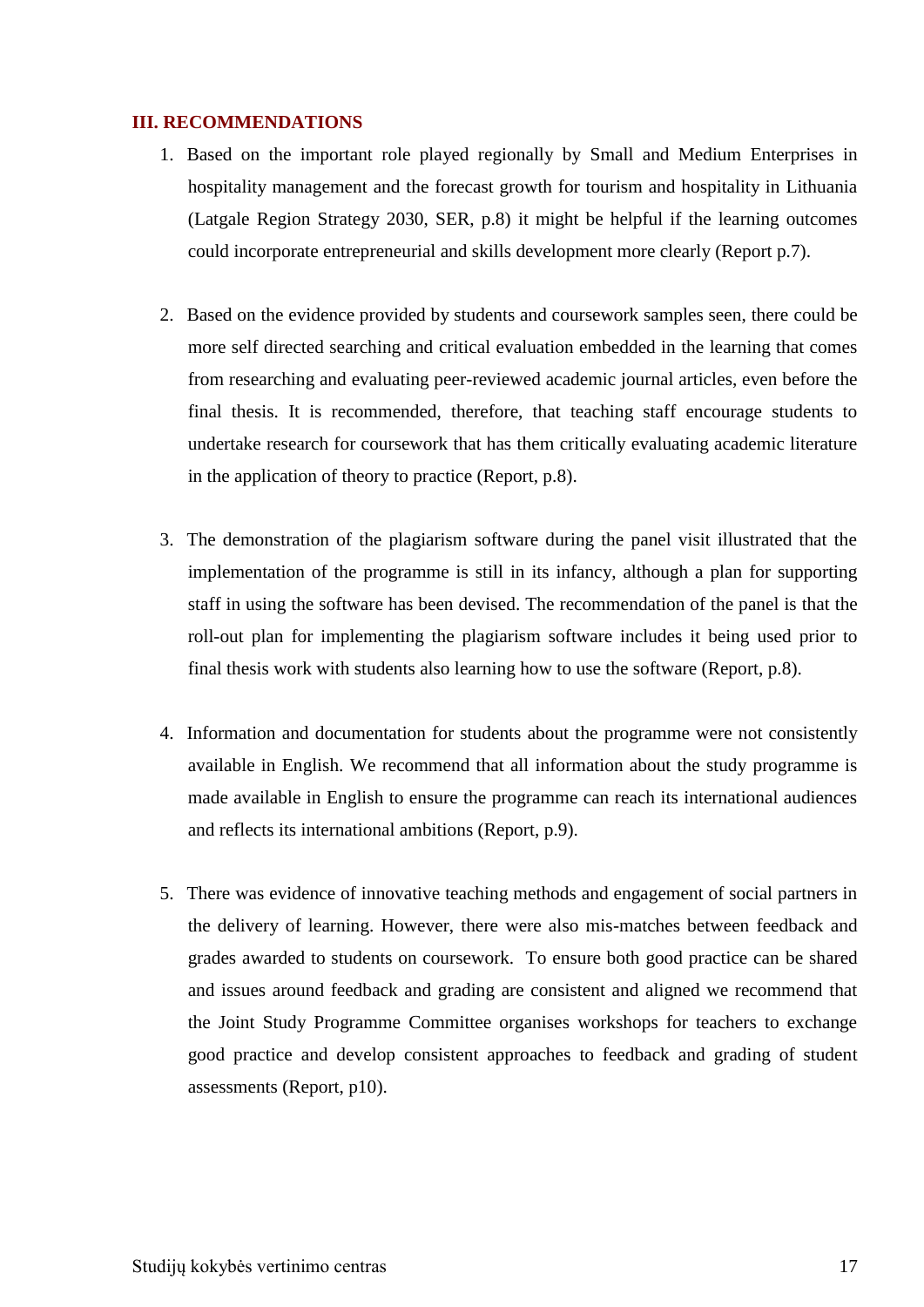## III. RECOMMENDATIONS

1. Based on the important role played regionally by Small and Medium Enterprises in hospitality management and the forecast growth for tourism and hospitality in Lithuania (Latgale Region Strategy 2030, SER, p.8) it might be helpful if the learning outcomes could incorporate entrepreneurial and skills development more clearly (Report p.7).

2. Based on the evidence provided by students and coursework samples seen, there could be more self directed searching and critical evaluation embedded in the learning that comes from researching and evaluating peer-reviewed academic journal articles, even before the final thesis. It is recommended, therefore, that teaching staff encourage students to undertake research for coursework that has them critically evaluating academic literature in the application of theory to practice (Report, p.8).

3. The demonstration of the plagiarism software during the panel visit illustrated that the implementation of the programme is still in its infancy, although a plan for supporting staff in using the software has been devised. The recommendation of the panel is that the roll-out plan for implementing the plagiarism software includes it being used prior to final thesis work with students also learning how to use the software (Report, p.8).

4. Information and documentation for students about the programme were not consistently available in English. We recommend that all information about the study programme is made available in English to ensure the programme can reach its international audiences and reflects its international ambitions (Report, p.9).

5. There was evidence of innovative teaching methods and engagement of social partners in the delivery of learning. However, there were also mis-matches between feedback and grades awarded to students on coursework. To ensure both good practice can be shared and issues around feedback and grading are consistent and aligned we recommend that the Joint Study Programme Committee organises workshops for teachers to exchange good practice and develop consistent approaches to feedback and grading of student assessments (Report, p10).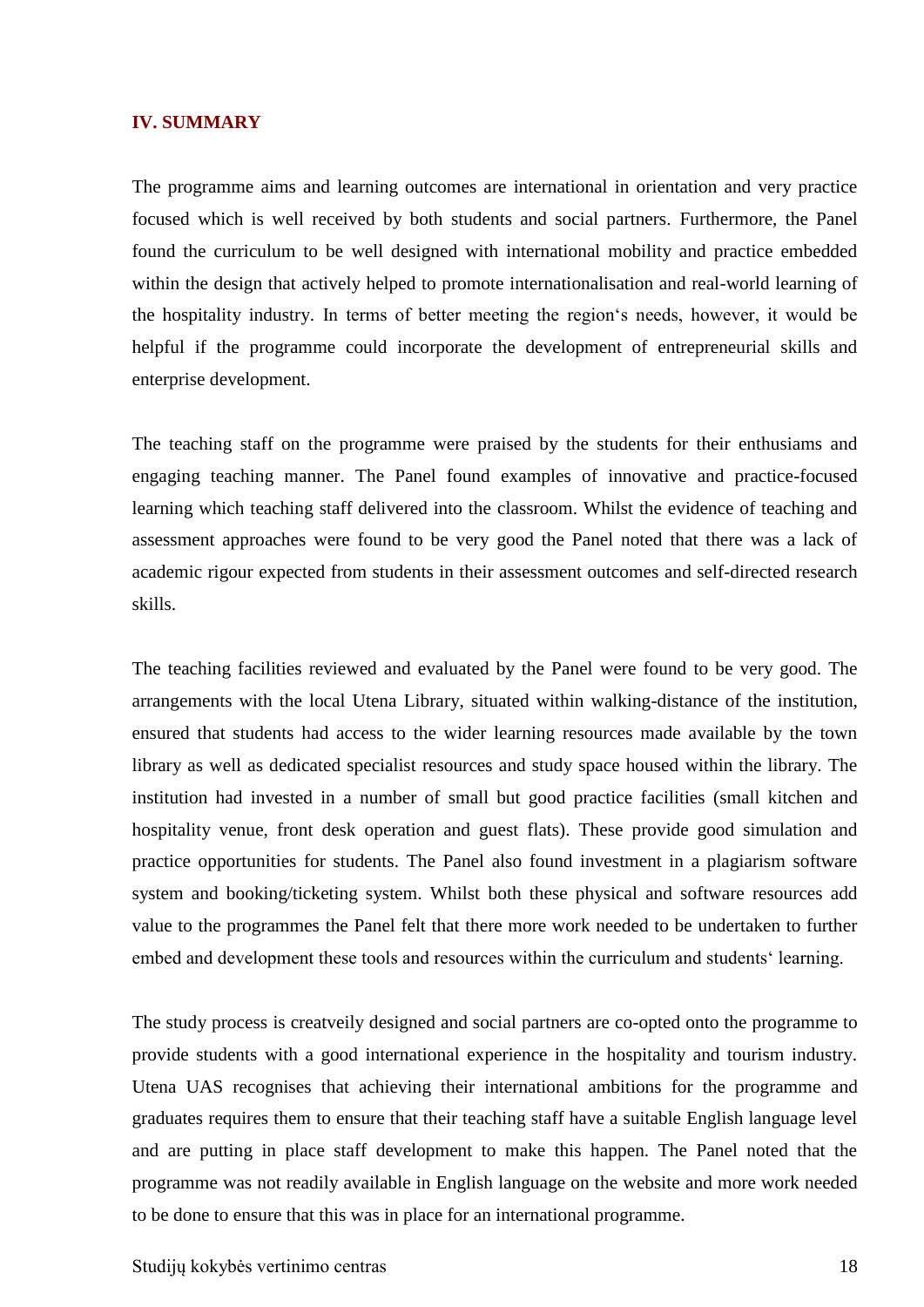## IV. SUMMARY

The programme aims and learning outcomes are international in orientation and very practice focused which is well received by both students and social partners. Furthermore, the Panel found the curriculum to be well designed with international mobility and practice embedded within the design that actively helped to promote internationalisation and real-world learning of the hospitality industry. In terms of better meeting the region‘s needs, however, it would be helpful if the programme could incorporate the development of entrepreneurial skills and enterprise development.

The teaching staff on the programme were praised by the students for their enthusiams and engaging teaching manner. The Panel found examples of innovative and practice-focused learning which teaching staff delivered into the classroom. Whilst the evidence of teaching and assessment approaches were found to be very good the Panel noted that there was a lack of academic rigour expected from students in their assessment outcomes and self-directed research skills.

The teaching facilities reviewed and evaluated by the Panel were found to be very good. The arrangements with the local Utena Library, situated within walking-distance of the institution, ensured that students had access to the wider learning resources made available by the town library as well as dedicated specialist resources and study space housed within the library. The institution had invested in a number of small but good practice facilities (small kitchen and hospitality venue, front desk operation and guest flats). These provide good simulation and practice opportunities for students. The Panel also found investment in a plagiarism software system and booking/ticketing system. Whilst both these physical and software resources add value to the programmes the Panel felt that there more work needed to be undertaken to further embed and development these tools and resources within the curriculum and students‘ learning.

The study process is creatveily designed and social partners are co-opted onto the programme to provide students with a good international experience in the hospitality and tourism industry. Utena UAS recognises that achieving their international ambitions for the programme and graduates requires them to ensure that their teaching staff have a suitable English language level and are putting in place staff development to make this happen. The Panel noted that the programme was not readily available in English language on the website and more work needed to be done to ensure that this was in place for an international programme.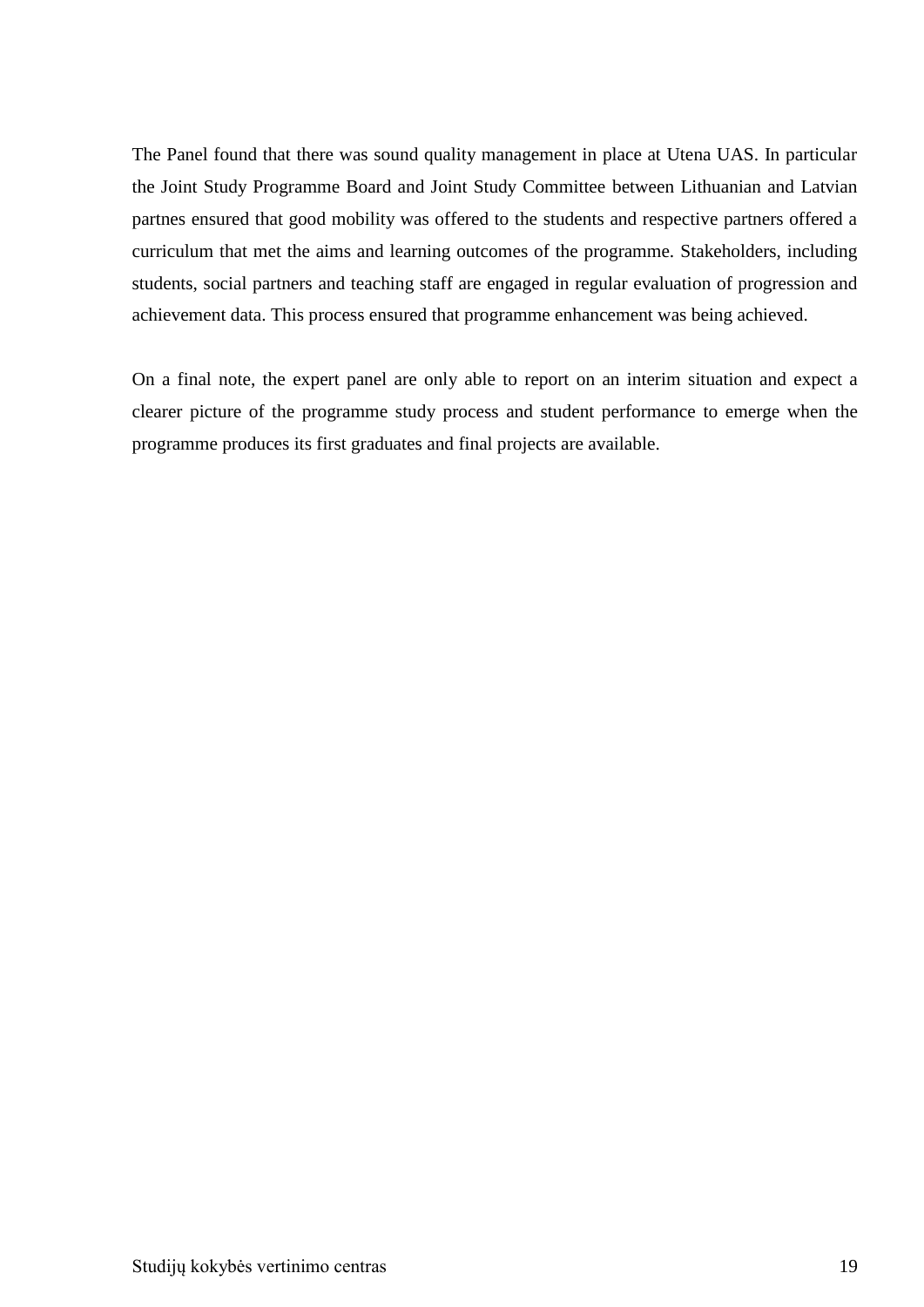The Panel found that there was sound quality management in place at Utena UAS. In particular the Joint Study Programme Board and Joint Study Committee between Lithuanian and Latvian partnes ensured that good mobility was offered to the students and respective partners offered a curriculum that met the aims and learning outcomes of the programme. Stakeholders, including students, social partners and teaching staff are engaged in regular evaluation of progression and achievement data. This process ensured that programme enhancement was being achieved.

On a final note, the expert panel are only able to report on an interim situation and expect a clearer picture of the programme study process and student performance to emerge when the programme produces its first graduates and final projects are available.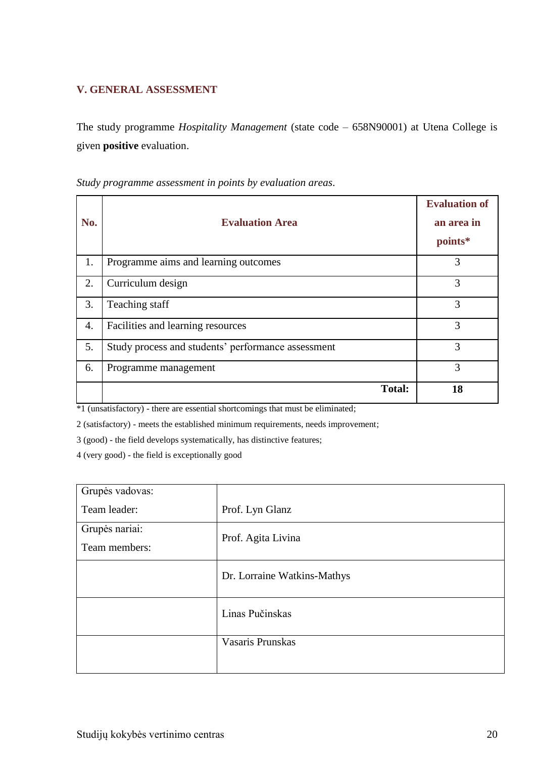## V. GENERAL ASSESSMENT

The study programme *Hospitality Management* (state code – 658N90001) at Utena College is given **positive** evaluation.

*Study programme assessment in points by evaluation areas*.

| No. | Evaluation Area | Evaluation of an area in points* |
|---|---|---|
| 1. | Programme aims and learning outcomes | 3 |
| 2. | Curriculum design | 3 |
| 3. | Teaching staff | 3 |
| 4. | Facilities and learning resources | 3 |
| 5. | Study process and students' performance assessment | 3 |
| 6. | Programme management | 3 |
| | **Total:** | **18** |

*1 (unsatisfactory) - there are essential shortcomings that must be eliminated;

2 (satisfactory) - meets the established minimum requirements, needs improvement;

3 (good) - the field develops systematically, has distinctive features;

4 (very good) - the field is exceptionally good

| Grupės vadovas: Team leader: | Prof. Lyn Glanz |
|---|---|
| Grupės nariai: Team members: | Prof. Agita Livina |
| | Dr. Lorraine Watkins-Mathys |
| | Linas Pučinskas |
| | Vasaris Prunskas |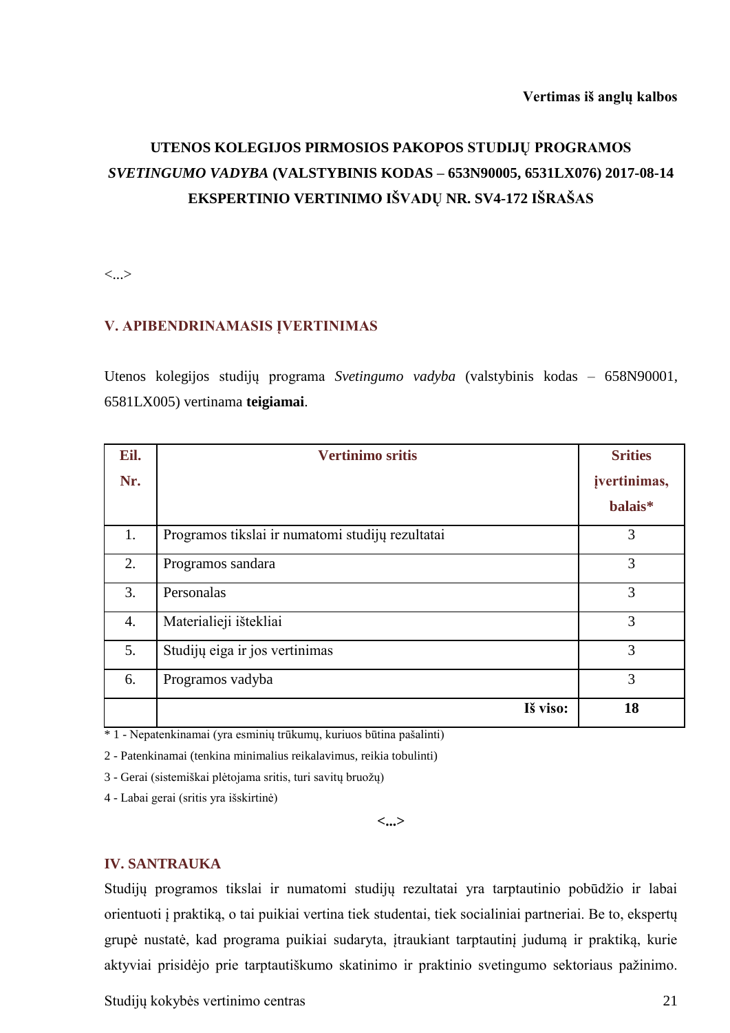**Vertimas iš anglų kalbos**

**UTENOS KOLEGIJOS PIRMOSIOS PAKOPOS STUDIJŲ PROGRAMOS *SVETINGUMO VADYBA* (VALSTYBINIS KODAS – 653N90005, 6531LX076) 2017-08-14 EKSPERTINIO VERTINIMO IŠVADŲ NR. SV4-172 IŠRAŠAS**

<...>

## V. APIBENDRINAMASIS ĮVERTINIMAS

Utenos kolegijos studijų programa *Svetingumo vadyba* (valstybinis kodas – 658N90001, 6581LX005) vertinama **teigiamai**.

| Eil. Nr. | Vertinimo sritis | Srities įvertinimas, balais* |
|---|---|---|
| 1. | Programos tikslai ir numatomi studijų rezultatai | 3 |
| 2. | Programos sandara | 3 |
| 3. | Personalas | 3 |
| 4. | Materialieji ištekliai | 3 |
| 5. | Studijų eiga ir jos vertinimas | 3 |
| 6. | Programos vadyba | 3 |
| | **Iš viso:** | **18** |

\* 1 - Nepatenkinamai (yra esminių trūkumų, kuriuos būtina pašalinti)

2 - Patenkinamai (tenkina minimalius reikalavimus, reikia tobulinti)

3 - Gerai (sistemiškai plėtojama sritis, turi savitų bruožų)

4 - Labai gerai (sritis yra išskirtinė)

**<...>**

## IV. SANTRAUKA

Studijų programos tikslai ir numatomi studijų rezultatai yra tarptautinio pobūdžio ir labai orientuoti į praktiką, o tai puikiai vertina tiek studentai, tiek socialiniai partneriai. Be to, ekspertų grupė nustatė, kad programa puikiai sudaryta, įtraukiant tarptautinį judumą ir praktiką, kurie aktyviai prisidėjo prie tarptautiškumo skatinimo ir praktinio svetingumo sektoriaus pažinimo.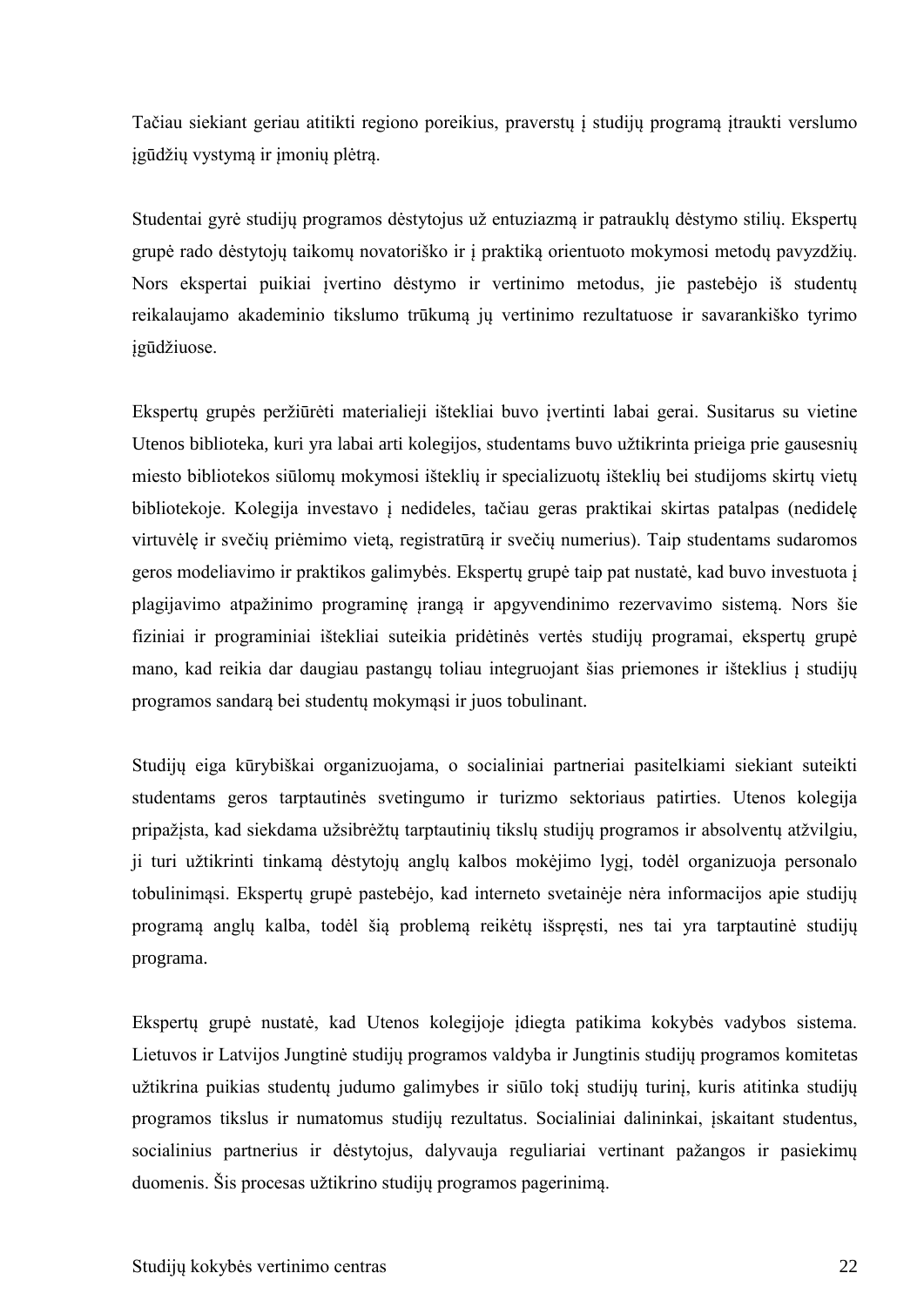Tačiau siekiant geriau atitikti regiono poreikius, praverstų į studijų programą įtraukti verslumo įgūdžių vystymą ir įmonių plėtrą.

Studentai gyrė studijų programos dėstytojus už entuziazmą ir patrauklų dėstymo stilių. Ekspertų grupė rado dėstytojų taikomų novatoriško ir į praktiką orientuoto mokymosi metodų pavyzdžių. Nors ekspertai puikiai įvertino dėstymo ir vertinimo metodus, jie pastebėjo iš studentų reikalaujamo akademinio tikslumo trūkumą jų vertinimo rezultatuose ir savarankiško tyrimo įgūdžiuose.

Ekspertų grupės peržiūrėti materialieji ištekliai buvo įvertinti labai gerai. Susitarus su vietine Utenos biblioteka, kuri yra labai arti kolegijos, studentams buvo užtikrinta prieiga prie gausesnių miesto bibliotekos siūlomų mokymosi išteklių ir specializuotų išteklių bei studijoms skirtų vietų bibliotekoje. Kolegija investavo į nedideles, tačiau geras praktikai skirtas patalpas (nedidelę virtuvėlę ir svečių priėmimo vietą, registratūrą ir svečių numerius). Taip studentams sudaromos geros modeliavimo ir praktikos galimybės. Ekspertų grupė taip pat nustatė, kad buvo investuota į plagijavimo atpažinimo programinę įrangą ir apgyvendinimo rezervavimo sistemą. Nors šie fiziniai ir programiniai ištekliai suteikia pridėtinės vertės studijų programai, ekspertų grupė mano, kad reikia dar daugiau pastangų toliau integruojant šias priemones ir išteklius į studijų programos sandarą bei studentų mokymąsi ir juos tobulinant.

Studijų eiga kūrybiškai organizuojama, o socialiniai partneriai pasitelkiami siekiant suteikti studentams geros tarptautinės svetingumo ir turizmo sektoriaus patirties. Utenos kolegija pripažįsta, kad siekdama užsibrėžtų tarptautinių tikslų studijų programos ir absolventų atžvilgiu, ji turi užtikrinti tinkamą dėstytojų anglų kalbos mokėjimo lygį, todėl organizuoja personalo tobulinimąsi. Ekspertų grupė pastebėjo, kad interneto svetainėje nėra informacijos apie studijų programą anglų kalba, todėl šią problemą reikėtų išspręsti, nes tai yra tarptautinė studijų programa.

Ekspertų grupė nustatė, kad Utenos kolegijoje įdiegta patikima kokybės vadybos sistema. Lietuvos ir Latvijos Jungtinė studijų programos valdyba ir Jungtinis studijų programos komitetas užtikrina puikias studentų judumo galimybes ir siūlo tokį studijų turinį, kuris atitinka studijų programos tikslus ir numatomus studijų rezultatus. Socialiniai dalininkai, įskaitant studentus, socialinius partnerius ir dėstytojus, dalyvauja reguliariai vertinant pažangos ir pasiekimų duomenis. Šis procesas užtikrino studijų programos pagerinimą.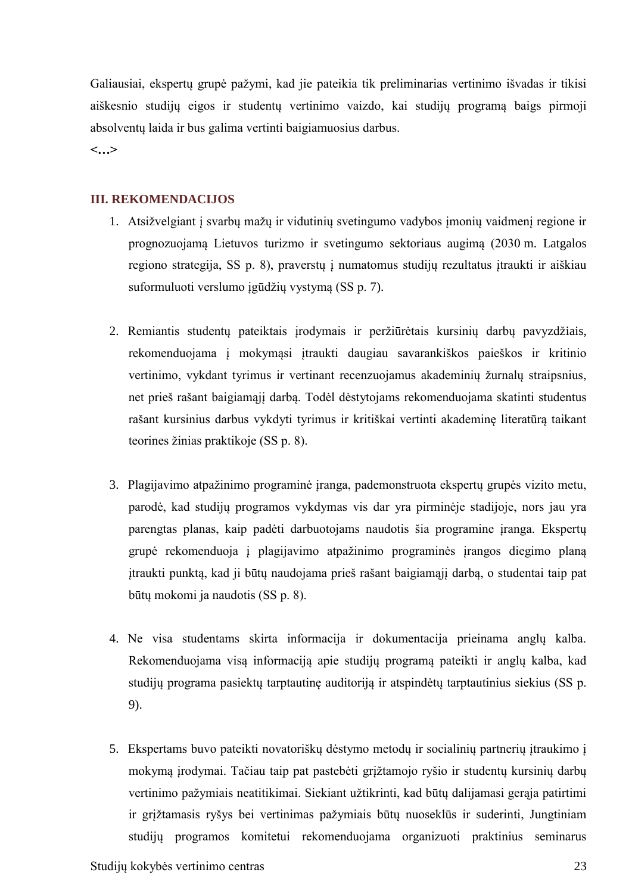Galiausiai, ekspertų grupė pažymi, kad jie pateikia tik preliminarias vertinimo išvadas ir tikisi aiškesnio studijų eigos ir studentų vertinimo vaizdo, kai studijų programą baigs pirmoji absolventų laida ir bus galima vertinti baigiamuosius darbus.

**<…>**

## III. REKOMENDACIJOS

1. Atsižvelgiant į svarbų mažų ir vidutinių svetingumo vadybos įmonių vaidmenį regione ir prognozuojamą Lietuvos turizmo ir svetingumo sektoriaus augimą (2030 m. Latgalos regiono strategija, SS p. 8), praverstų į numatomus studijų rezultatus įtraukti ir aiškiau suformuluoti verslumo įgūdžių vystymą (SS p. 7).

2. Remiantis studentų pateiktais įrodymais ir peržiūrėtais kursinių darbų pavyzdžiais, rekomenduojama į mokymąsi įtraukti daugiau savarankiškos paieškos ir kritinio vertinimo, vykdant tyrimus ir vertinant recenzuojamus akademinių žurnalų straipsnius, net prieš rašant baigiamąjį darbą. Todėl dėstytojams rekomenduojama skatinti studentus rašant kursinius darbus vykdyti tyrimus ir kritiškai vertinti akademinę literatūrą taikant teorines žinias praktikoje (SS p. 8).

3. Plagijavimo atpažinimo programinė įranga, pademonstruota ekspertų grupės vizito metu, parodė, kad studijų programos vykdymas vis dar yra pirminėje stadijoje, nors jau yra parengtas planas, kaip padėti darbuotojams naudotis šia programine įranga. Ekspertų grupė rekomenduoja į plagijavimo atpažinimo programinės įrangos diegimo planą įtraukti punktą, kad ji būtų naudojama prieš rašant baigiamąjį darbą, o studentai taip pat būtų mokomi ja naudotis (SS p. 8).

4. Ne visa studentams skirta informacija ir dokumentacija prieinama anglų kalba. Rekomenduojama visą informaciją apie studijų programą pateikti ir anglų kalba, kad studijų programa pasiektų tarptautinę auditoriją ir atspindėtų tarptautinius siekius (SS p. 9).

5. Ekspertams buvo pateikti novatoriškų dėstymo metodų ir socialinių partnerių įtraukimo į mokymą įrodymai. Tačiau taip pat pastebėti grįžtamojo ryšio ir studentų kursinių darbų vertinimo pažymiais neatitikimai. Siekiant užtikrinti, kad būtų dalijamasi gerąja patirtimi ir grįžtamasis ryšys bei vertinimas pažymiais būtų nuoseklūs ir suderinti, Jungtiniam studijų programos komitetui rekomenduojama organizuoti praktinius seminarus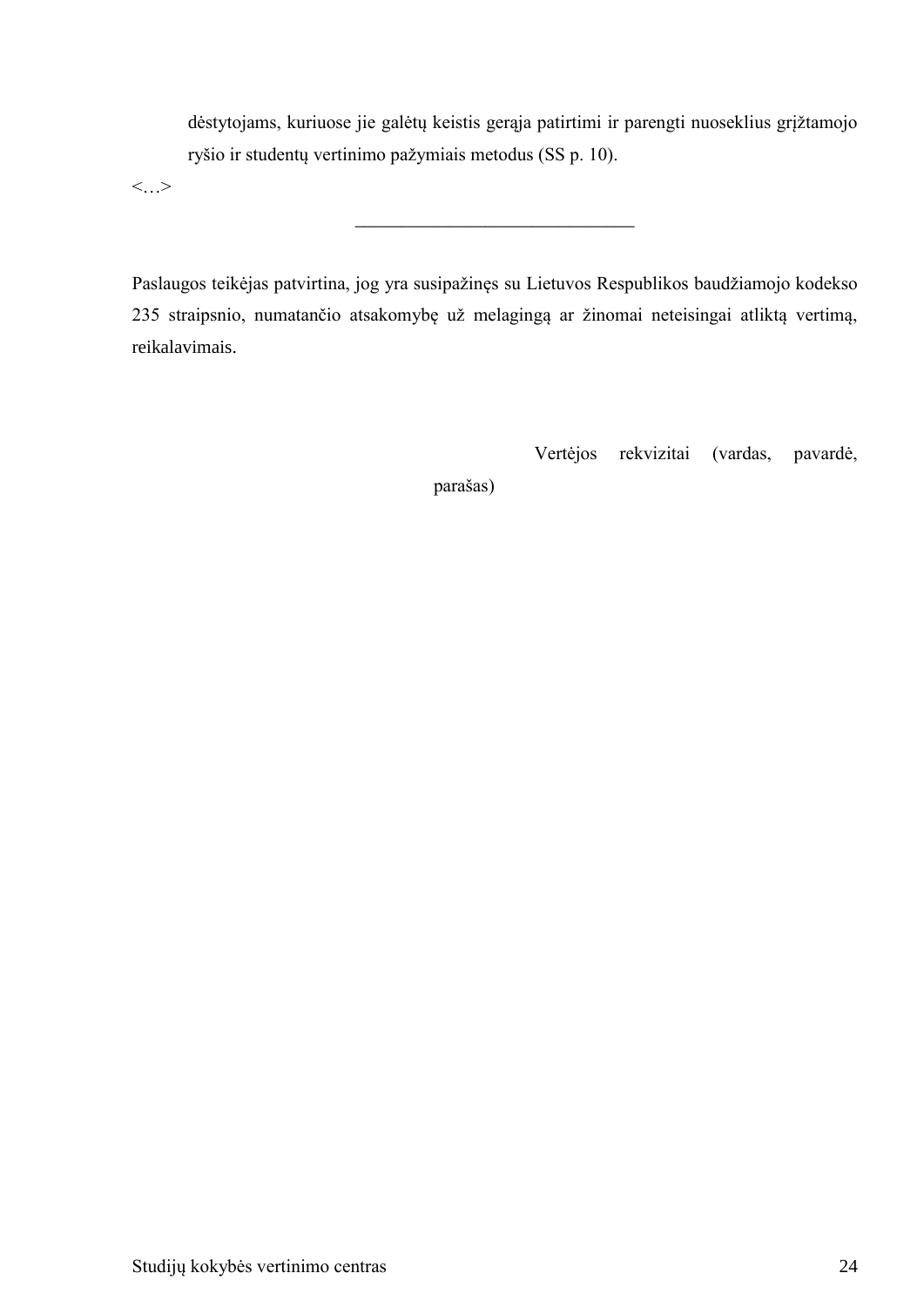dėstytojams, kuriuose jie galėtų keistis gerąja patirtimi ir parengti nuoseklius grįžtamojo ryšio ir studentų vertinimo pažymiais metodus (SS p. 10).

<…>

______________________________

Paslaugos teikėjas patvirtina, jog yra susipažinęs su Lietuvos Respublikos baudžiamojo kodekso 235 straipsnio, numatančio atsakomybę už melagingą ar žinomai neteisingai atliktą vertimą, reikalavimais.

Vertėjos rekvizitai (vardas, pavardė, parašas)